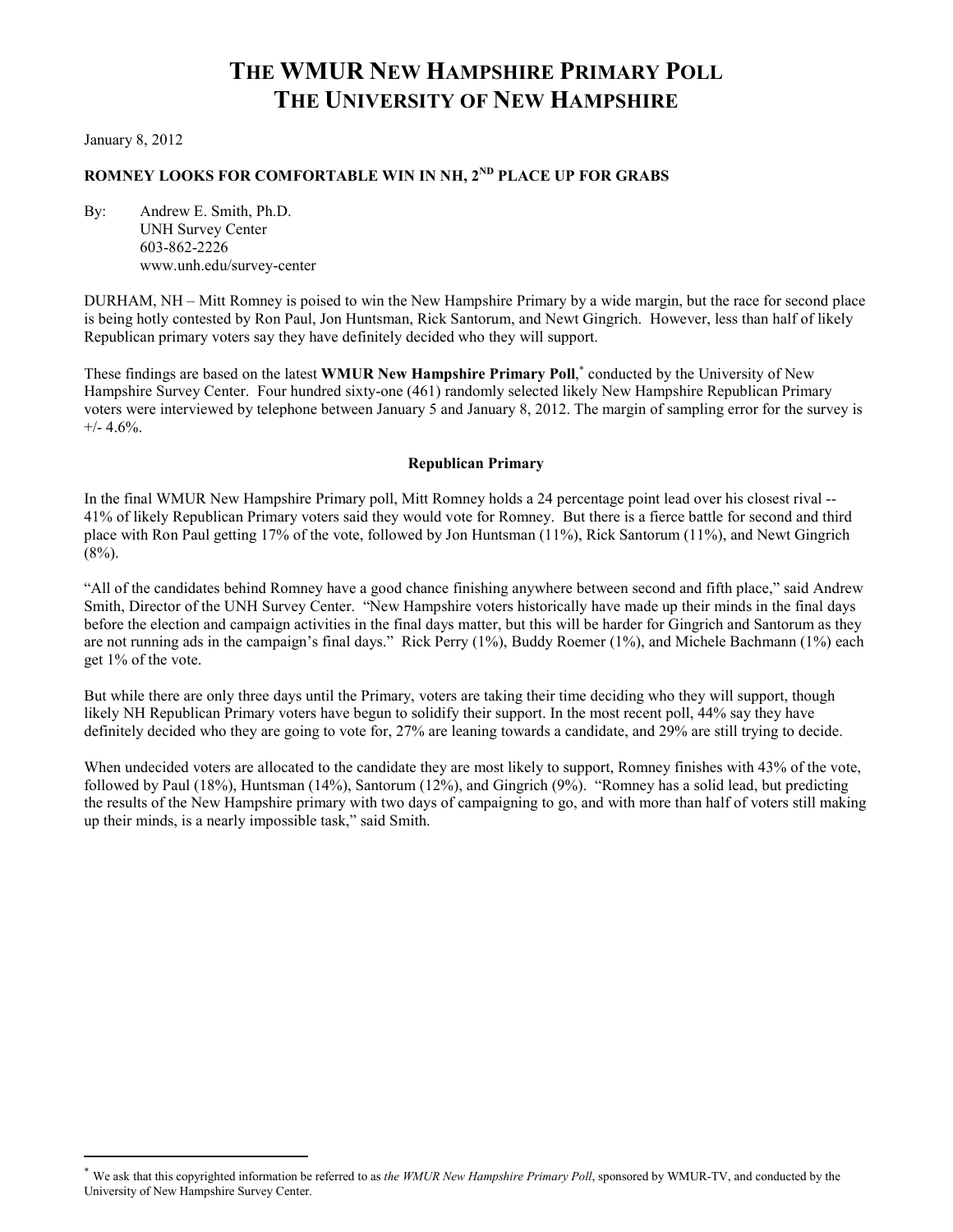# THE WMUR NEW HAMPSHIRE PRIMARY POLL
# THE UNIVERSITY OF NEW HAMPSHIRE

January 8, 2012

**ROMNEY LOOKS FOR COMFORTABLE WIN IN NH, 2ND PLACE UP FOR GRABS**

By: Andrew E. Smith, Ph.D.
UNH Survey Center
603-862-2226
www.unh.edu/survey-center

DURHAM, NH – Mitt Romney is poised to win the New Hampshire Primary by a wide margin, but the race for second place is being hotly contested by Ron Paul, Jon Huntsman, Rick Santorum, and Newt Gingrich. However, less than half of likely Republican primary voters say they have definitely decided who they will support.

These findings are based on the latest **WMUR New Hampshire Primary Poll**,* conducted by the University of New Hampshire Survey Center. Four hundred sixty-one (461) randomly selected likely New Hampshire Republican Primary voters were interviewed by telephone between January 5 and January 8, 2012. The margin of sampling error for the survey is +/- 4.6%.

### Republican Primary

In the final WMUR New Hampshire Primary poll, Mitt Romney holds a 24 percentage point lead over his closest rival -- 41% of likely Republican Primary voters said they would vote for Romney. But there is a fierce battle for second and third place with Ron Paul getting 17% of the vote, followed by Jon Huntsman (11%), Rick Santorum (11%), and Newt Gingrich (8%).

"All of the candidates behind Romney have a good chance finishing anywhere between second and fifth place," said Andrew Smith, Director of the UNH Survey Center. "New Hampshire voters historically have made up their minds in the final days before the election and campaign activities in the final days matter, but this will be harder for Gingrich and Santorum as they are not running ads in the campaign's final days." Rick Perry (1%), Buddy Roemer (1%), and Michele Bachmann (1%) each get 1% of the vote.

But while there are only three days until the Primary, voters are taking their time deciding who they will support, though likely NH Republican Primary voters have begun to solidify their support. In the most recent poll, 44% say they have definitely decided who they are going to vote for, 27% are leaning towards a candidate, and 29% are still trying to decide.

When undecided voters are allocated to the candidate they are most likely to support, Romney finishes with 43% of the vote, followed by Paul (18%), Huntsman (14%), Santorum (12%), and Gingrich (9%). "Romney has a solid lead, but predicting the results of the New Hampshire primary with two days of campaigning to go, and with more than half of voters still making up their minds, is a nearly impossible task," said Smith.

* We ask that this copyrighted information be referred to as *the WMUR New Hampshire Primary Poll*, sponsored by WMUR-TV, and conducted by the University of New Hampshire Survey Center.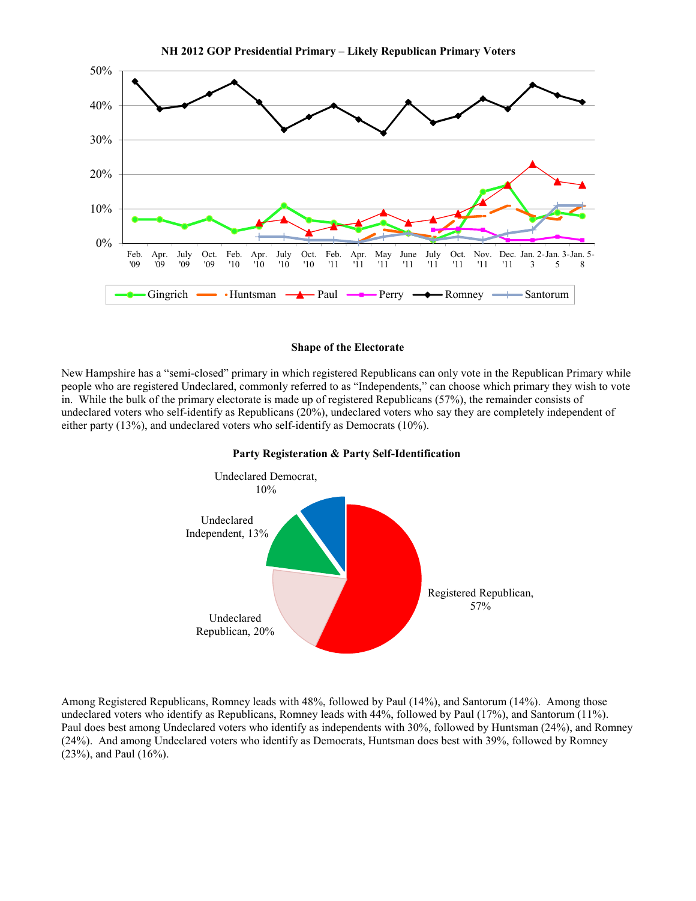**NH 2012 GOP Presidential Primary – Likely Republican Primary Voters**

### Shape of the Electorate

New Hampshire has a "semi-closed" primary in which registered Republicans can only vote in the Republican Primary while people who are registered Undeclared, commonly referred to as "Independents," can choose which primary they wish to vote in. While the bulk of the primary electorate is made up of registered Republicans (57%), the remainder consists of undeclared voters who self-identify as Republicans (20%), undeclared voters who say they are completely independent of either party (13%), and undeclared voters who self-identify as Democrats (10%).

**Party Registeration & Party Self-Identification**

Among Registered Republicans, Romney leads with 48%, followed by Paul (14%), and Santorum (14%). Among those undeclared voters who identify as Republicans, Romney leads with 44%, followed by Paul (17%), and Santorum (11%). Paul does best among Undeclared voters who identify as independents with 30%, followed by Huntsman (24%), and Romney (24%). And among Undeclared voters who identify as Democrats, Huntsman does best with 39%, followed by Romney (23%), and Paul (16%).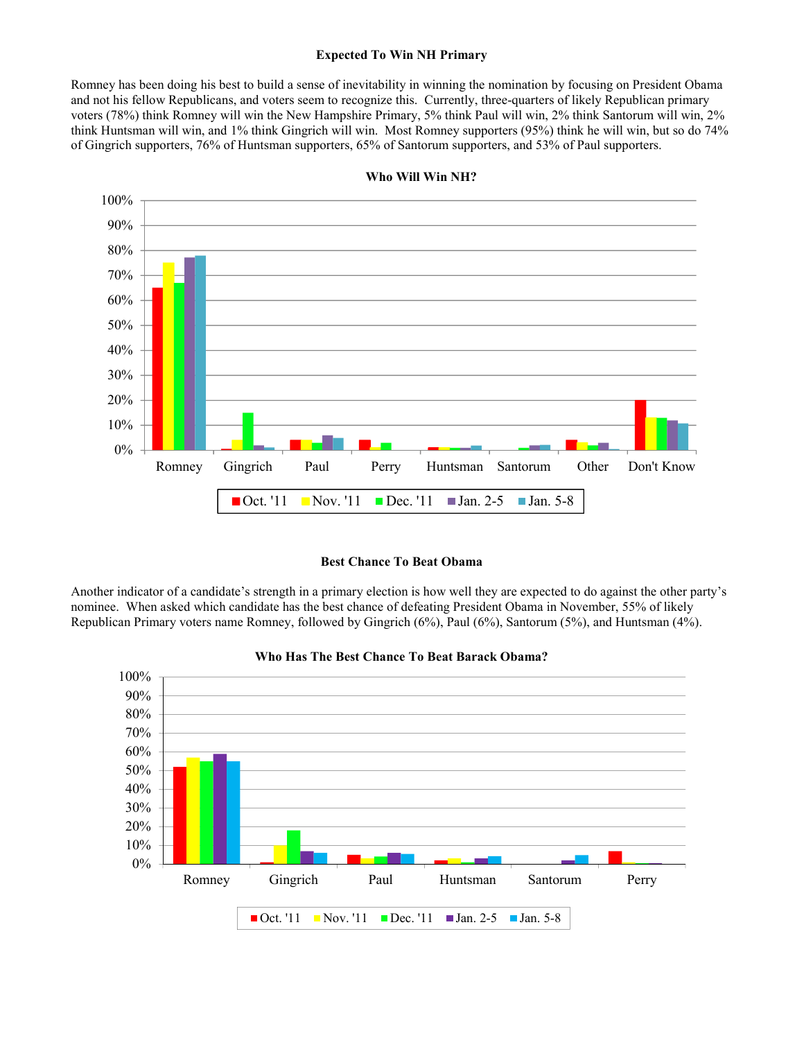### Expected To Win NH Primary

Romney has been doing his best to build a sense of inevitability in winning the nomination by focusing on President Obama and not his fellow Republicans, and voters seem to recognize this. Currently, three-quarters of likely Republican primary voters (78%) think Romney will win the New Hampshire Primary, 5% think Paul will win, 2% think Santorum will win, 2% think Huntsman will win, and 1% think Gingrich will win. Most Romney supporters (95%) think he will win, but so do 74% of Gingrich supporters, 76% of Huntsman supporters, 65% of Santorum supporters, and 53% of Paul supporters.

**Who Will Win NH?**

Legend: Oct. '11, Nov. '11, Dec. '11, Jan. 2-5, Jan. 5-8

Categories: Romney, Gingrich, Paul, Perry, Huntsman, Santorum, Other, Don't Know

### Best Chance To Beat Obama

Another indicator of a candidate's strength in a primary election is how well they are expected to do against the other party's nominee. When asked which candidate has the best chance of defeating President Obama in November, 55% of likely Republican Primary voters name Romney, followed by Gingrich (6%), Paul (6%), Santorum (5%), and Huntsman (4%).

**Who Has The Best Chance To Beat Barack Obama?**

Legend: Oct. '11, Nov. '11, Dec. '11, Jan. 2-5, Jan. 5-8

Categories: Romney, Gingrich, Paul, Huntsman, Santorum, Perry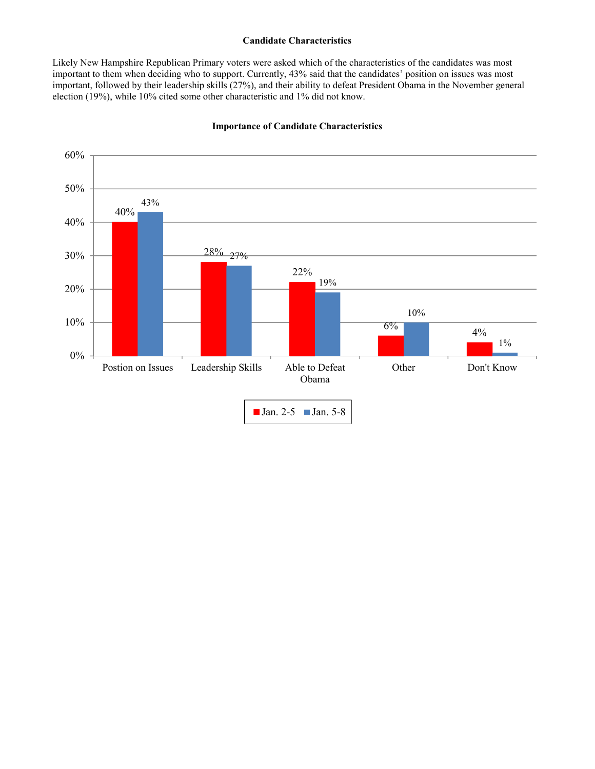## Candidate Characteristics

Likely New Hampshire Republican Primary voters were asked which of the characteristics of the candidates was most important to them when deciding who to support. Currently, 43% said that the candidates' position on issues was most important, followed by their leadership skills (27%), and their ability to defeat President Obama in the November general election (19%), while 10% cited some other characteristic and 1% did not know.

**Importance of Candidate Characteristics**

| | Jan. 2-5 | Jan. 5-8 |
|---|---|---|
| Postion on Issues | 40% | 43% |
| Leadership Skills | 28% | 27% |
| Able to Defeat Obama | 22% | 19% |
| Other | 6% | 10% |
| Don't Know | 4% | 1% |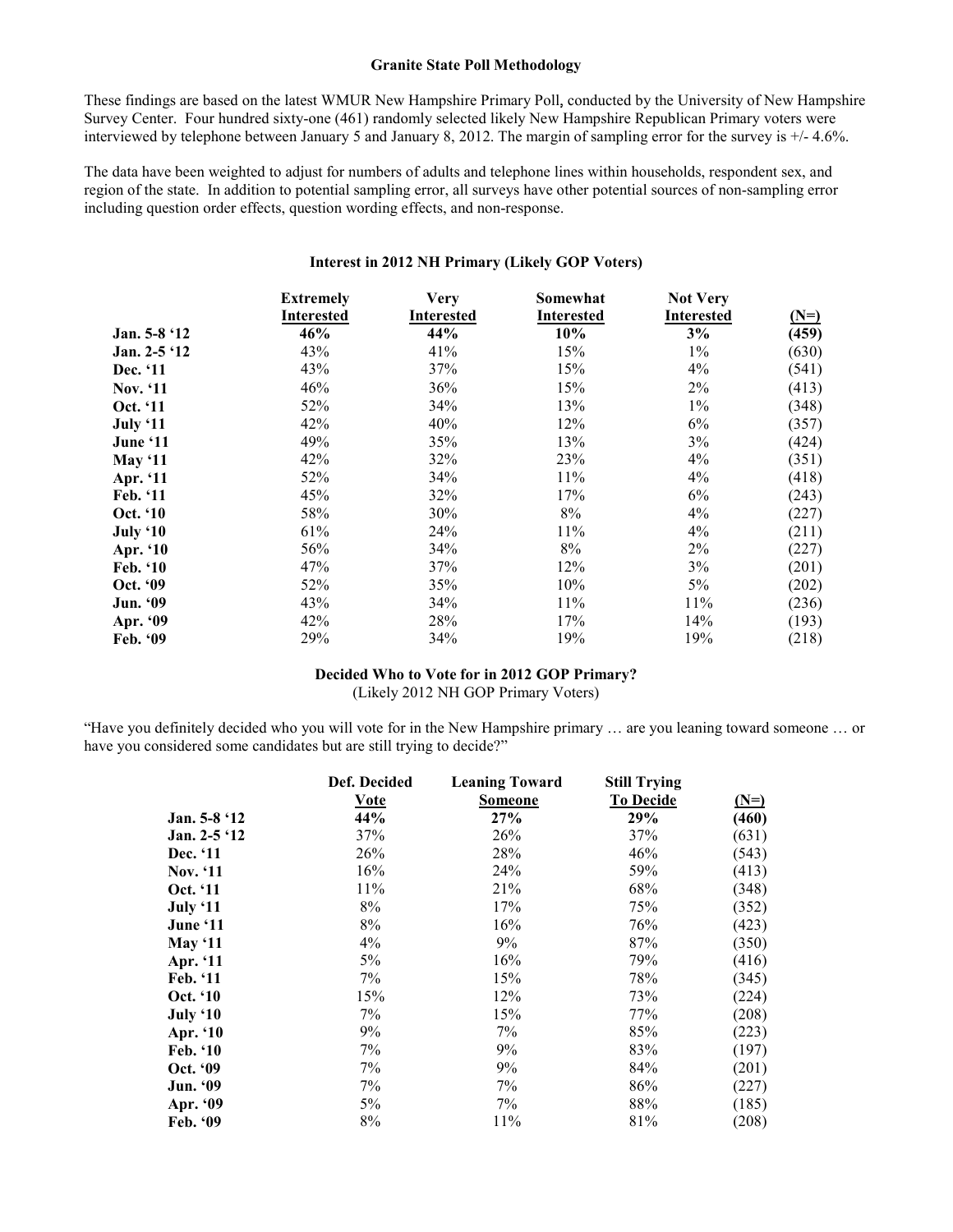**Granite State Poll Methodology**

These findings are based on the latest WMUR New Hampshire Primary Poll, conducted by the University of New Hampshire Survey Center. Four hundred sixty-one (461) randomly selected likely New Hampshire Republican Primary voters were interviewed by telephone between January 5 and January 8, 2012. The margin of sampling error for the survey is +/- 4.6%.

The data have been weighted to adjust for numbers of adults and telephone lines within households, respondent sex, and region of the state. In addition to potential sampling error, all surveys have other potential sources of non-sampling error including question order effects, question wording effects, and non-response.

**Interest in 2012 NH Primary (Likely GOP Voters)**

| | Extremely Interested | Very Interested | Somewhat Interested | Not Very Interested | (N=) |
|---|---|---|---|---|---|
| **Jan. 5-8 '12** | **46%** | **44%** | **10%** | **3%** | **(459)** |
| **Jan. 2-5 '12** | 43% | 41% | 15% | 1% | (630) |
| **Dec. '11** | 43% | 37% | 15% | 4% | (541) |
| **Nov. '11** | 46% | 36% | 15% | 2% | (413) |
| **Oct. '11** | 52% | 34% | 13% | 1% | (348) |
| **July '11** | 42% | 40% | 12% | 6% | (357) |
| **June '11** | 49% | 35% | 13% | 3% | (424) |
| **May '11** | 42% | 32% | 23% | 4% | (351) |
| **Apr. '11** | 52% | 34% | 11% | 4% | (418) |
| **Feb. '11** | 45% | 32% | 17% | 6% | (243) |
| **Oct. '10** | 58% | 30% | 8% | 4% | (227) |
| **July '10** | 61% | 24% | 11% | 4% | (211) |
| **Apr. '10** | 56% | 34% | 8% | 2% | (227) |
| **Feb. '10** | 47% | 37% | 12% | 3% | (201) |
| **Oct. '09** | 52% | 35% | 10% | 5% | (202) |
| **Jun. '09** | 43% | 34% | 11% | 11% | (236) |
| **Apr. '09** | 42% | 28% | 17% | 14% | (193) |
| **Feb. '09** | 29% | 34% | 19% | 19% | (218) |

**Decided Who to Vote for in 2012 GOP Primary?**
(Likely 2012 NH GOP Primary Voters)

"Have you definitely decided who you will vote for in the New Hampshire primary … are you leaning toward someone … or have you considered some candidates but are still trying to decide?"

| | Def. Decided Vote | Leaning Toward Someone | Still Trying To Decide | (N=) |
|---|---|---|---|---|
| **Jan. 5-8 '12** | **44%** | **27%** | **29%** | **(460)** |
| **Jan. 2-5 '12** | 37% | 26% | 37% | (631) |
| **Dec. '11** | 26% | 28% | 46% | (543) |
| **Nov. '11** | 16% | 24% | 59% | (413) |
| **Oct. '11** | 11% | 21% | 68% | (348) |
| **July '11** | 8% | 17% | 75% | (352) |
| **June '11** | 8% | 16% | 76% | (423) |
| **May '11** | 4% | 9% | 87% | (350) |
| **Apr. '11** | 5% | 16% | 79% | (416) |
| **Feb. '11** | 7% | 15% | 78% | (345) |
| **Oct. '10** | 15% | 12% | 73% | (224) |
| **July '10** | 7% | 15% | 77% | (208) |
| **Apr. '10** | 9% | 7% | 85% | (223) |
| **Feb. '10** | 7% | 9% | 83% | (197) |
| **Oct. '09** | 7% | 9% | 84% | (201) |
| **Jun. '09** | 7% | 7% | 86% | (227) |
| **Apr. '09** | 5% | 7% | 88% | (185) |
| **Feb. '09** | 8% | 11% | 81% | (208) |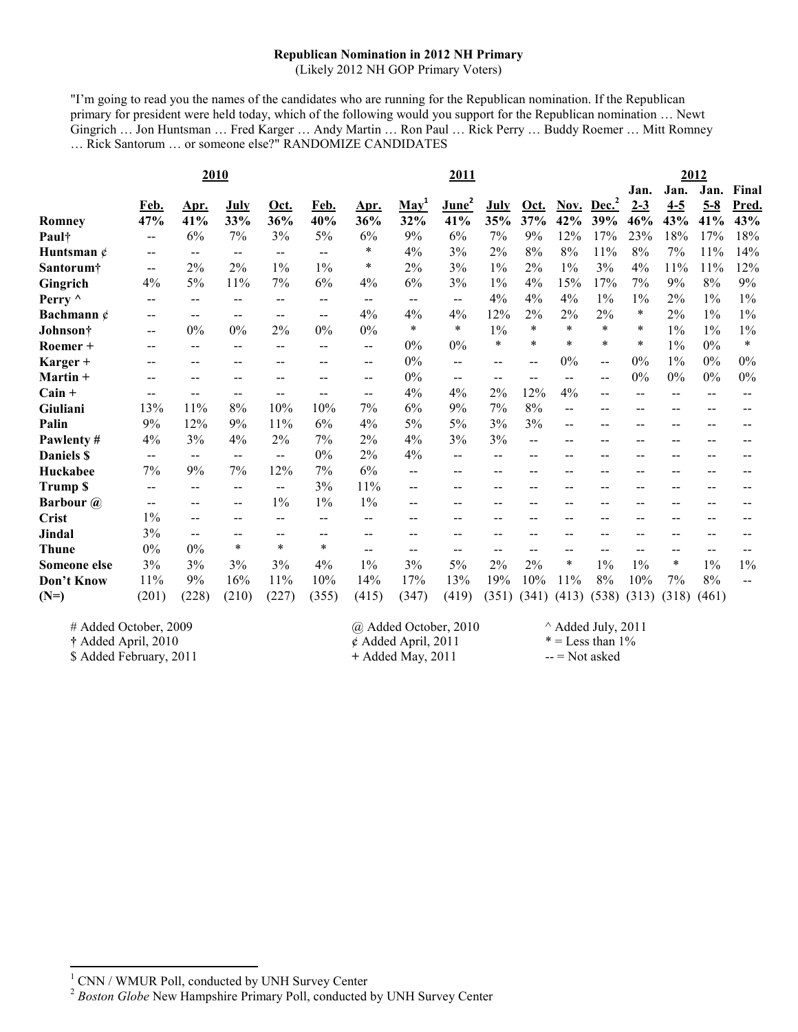**Republican Nomination in 2012 NH Primary**
(Likely 2012 NH GOP Primary Voters)

"I'm going to read you the names of the candidates who are running for the Republican nomination. If the Republican primary for president were held today, which of the following would you support for the Republican nomination … Newt Gingrich … Jon Huntsman … Fred Karger … Andy Martin … Ron Paul … Rick Perry … Buddy Roemer … Mitt Romney … Rick Santorum … or someone else?" RANDOMIZE CANDIDATES

| | 2010 | | | | 2011 | | | | | | | | 2012 | | | |
|---|---|---|---|---|---|---|---|---|---|---|---|---|---|---|---|---|
| | Feb. | Apr. | July | Oct. | Feb. | Apr. | May[1] | June[2] | July | Oct. | Nov. | Dec.[2] | Jan. 2-3 | Jan. 4-5 | Jan. 5-8 | Final Pred. |
| **Romney** | **47%** | **41%** | **33%** | **36%** | **40%** | **36%** | **32%** | **41%** | **35%** | **37%** | **42%** | **39%** | **46%** | **43%** | **41%** | **43%** |
| **Paul†** | -- | 6% | 7% | 3% | 5% | 6% | 9% | 6% | 7% | 9% | 12% | 17% | 23% | 18% | 17% | 18% |
| **Huntsman ¢** | -- | -- | -- | -- | -- | * | 4% | 3% | 2% | 8% | 8% | 11% | 8% | 7% | 11% | 14% |
| **Santorum†** | -- | 2% | 2% | 1% | 1% | * | 2% | 3% | 1% | 2% | 1% | 3% | 4% | 11% | 11% | 12% |
| **Gingrich** | 4% | 5% | 11% | 7% | 6% | 4% | 6% | 3% | 1% | 4% | 15% | 17% | 7% | 9% | 8% | 9% |
| **Perry ^** | -- | -- | -- | -- | -- | -- | -- | -- | 4% | 4% | 4% | 1% | 1% | 2% | 1% | 1% |
| **Bachmann ¢** | -- | -- | -- | -- | -- | 4% | 4% | 4% | 12% | 2% | 2% | 2% | * | 2% | 1% | 1% |
| **Johnson†** | -- | 0% | 0% | 2% | 0% | 0% | * | * | 1% | * | * | * | * | 1% | 1% | 1% |
| **Roemer +** | -- | -- | -- | -- | -- | -- | 0% | 0% | * | * | * | * | * | 1% | 0% | * |
| **Karger +** | -- | -- | -- | -- | -- | -- | 0% | -- | -- | -- | 0% | -- | 0% | 1% | 0% | 0% |
| **Martin +** | -- | -- | -- | -- | -- | -- | 0% | -- | -- | -- | -- | -- | 0% | 0% | 0% | 0% |
| **Cain +** | -- | -- | -- | -- | -- | -- | 4% | 4% | 2% | 12% | 4% | -- | -- | -- | -- | -- |
| **Giuliani** | 13% | 11% | 8% | 10% | 10% | 7% | 6% | 9% | 7% | 8% | -- | -- | -- | -- | -- | -- |
| **Palin** | 9% | 12% | 9% | 11% | 6% | 4% | 5% | 5% | 3% | 3% | -- | -- | -- | -- | -- | -- |
| **Pawlenty #** | 4% | 3% | 4% | 2% | 7% | 2% | 4% | 3% | 3% | -- | -- | -- | -- | -- | -- | -- |
| **Daniels $** | -- | -- | -- | -- | 0% | 2% | 4% | -- | -- | -- | -- | -- | -- | -- | -- | -- |
| **Huckabee** | 7% | 9% | 7% | 12% | 7% | 6% | -- | -- | -- | -- | -- | -- | -- | -- | -- | -- |
| **Trump $** | -- | -- | -- | -- | 3% | 11% | -- | -- | -- | -- | -- | -- | -- | -- | -- | -- |
| **Barbour @** | -- | -- | -- | 1% | 1% | 1% | -- | -- | -- | -- | -- | -- | -- | -- | -- | -- |
| **Crist** | 1% | -- | -- | -- | -- | -- | -- | -- | -- | -- | -- | -- | -- | -- | -- | -- |
| **Jindal** | 3% | -- | -- | -- | -- | -- | -- | -- | -- | -- | -- | -- | -- | -- | -- | -- |
| **Thune** | 0% | 0% | * | * | * | -- | -- | -- | -- | -- | -- | -- | -- | -- | -- | -- |
| **Someone else** | 3% | 3% | 3% | 3% | 4% | 1% | 3% | 5% | 2% | 2% | * | 1% | 1% | * | 1% | 1% |
| **Don't Know** | 11% | 9% | 16% | 11% | 10% | 14% | 17% | 13% | 19% | 10% | 11% | 8% | 10% | 7% | 8% | -- |
| **(N=)** | (201) | (228) | (210) | (227) | (355) | (415) | (347) | (419) | (351) | (341) | (413) | (538) | (313) | (318) | (461) | |

\# Added October, 2009
† Added April, 2010
$ Added February, 2011
@ Added October, 2010
¢ Added April, 2011
\+ Added May, 2011
^ Added July, 2011
* = Less than 1%
-- = Not asked

[1] CNN / WMUR Poll, conducted by UNH Survey Center
[2] *Boston Globe* New Hampshire Primary Poll, conducted by UNH Survey Center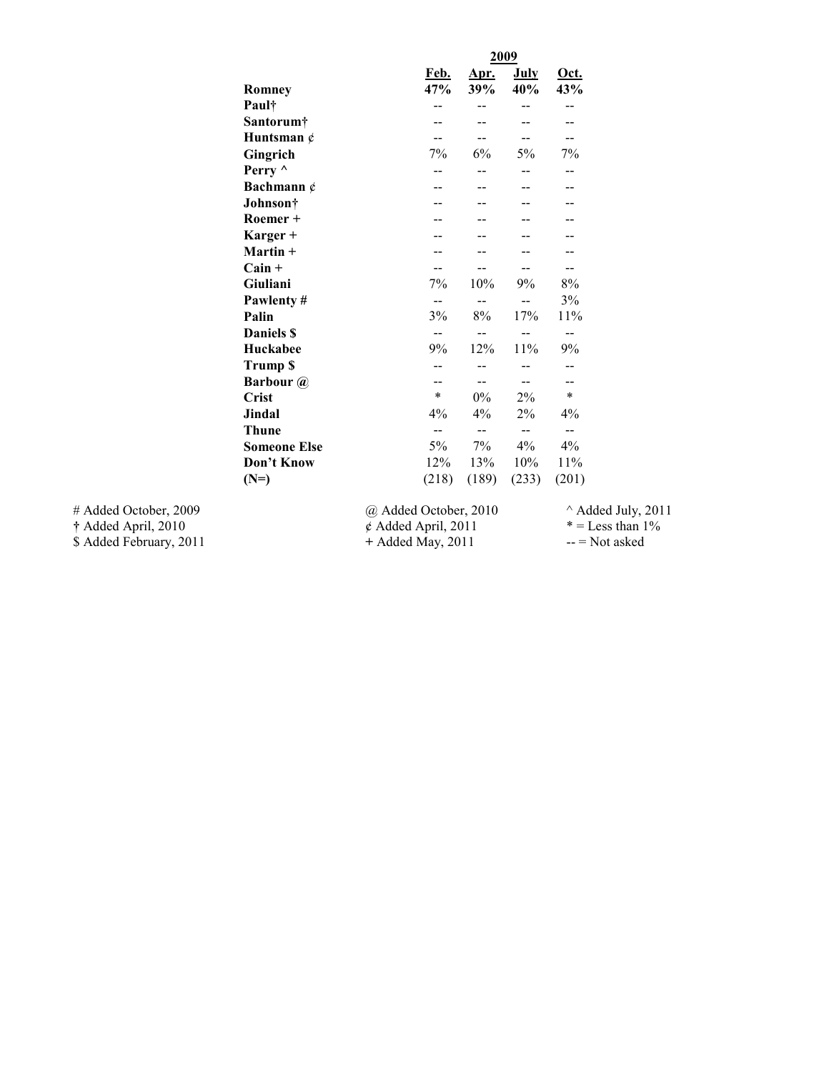| | 2009 | | | |
|---|---|---|---|---|
| | **Feb.** | **Apr.** | **July** | **Oct.** |
| **Romney** | **47%** | **39%** | **40%** | **43%** |
| **Paul†** | -- | -- | -- | -- |
| **Santorum†** | -- | -- | -- | -- |
| **Huntsman ¢** | -- | -- | -- | -- |
| **Gingrich** | 7% | 6% | 5% | 7% |
| **Perry ^** | -- | -- | -- | -- |
| **Bachmann ¢** | -- | -- | -- | -- |
| **Johnson†** | -- | -- | -- | -- |
| **Roemer +** | -- | -- | -- | -- |
| **Karger +** | -- | -- | -- | -- |
| **Martin +** | -- | -- | -- | -- |
| **Cain +** | -- | -- | -- | -- |
| **Giuliani** | 7% | 10% | 9% | 8% |
| **Pawlenty #** | -- | -- | -- | 3% |
| **Palin** | 3% | 8% | 17% | 11% |
| **Daniels $** | -- | -- | -- | -- |
| **Huckabee** | 9% | 12% | 11% | 9% |
| **Trump $** | -- | -- | -- | -- |
| **Barbour @** | -- | -- | -- | -- |
| **Crist** | * | 0% | 2% | * |
| **Jindal** | 4% | 4% | 2% | 4% |
| **Thune** | -- | -- | -- | -- |
| **Someone Else** | 5% | 7% | 4% | 4% |
| **Don't Know** | 12% | 13% | 10% | 11% |
| **(N=)** | (218) | (189) | (233) | (201) |

# Added October, 2009
† Added April, 2010
$ Added February, 2011
@ Added October, 2010
¢ Added April, 2011
+ Added May, 2011
^ Added July, 2011
* = Less than 1%
-- = Not asked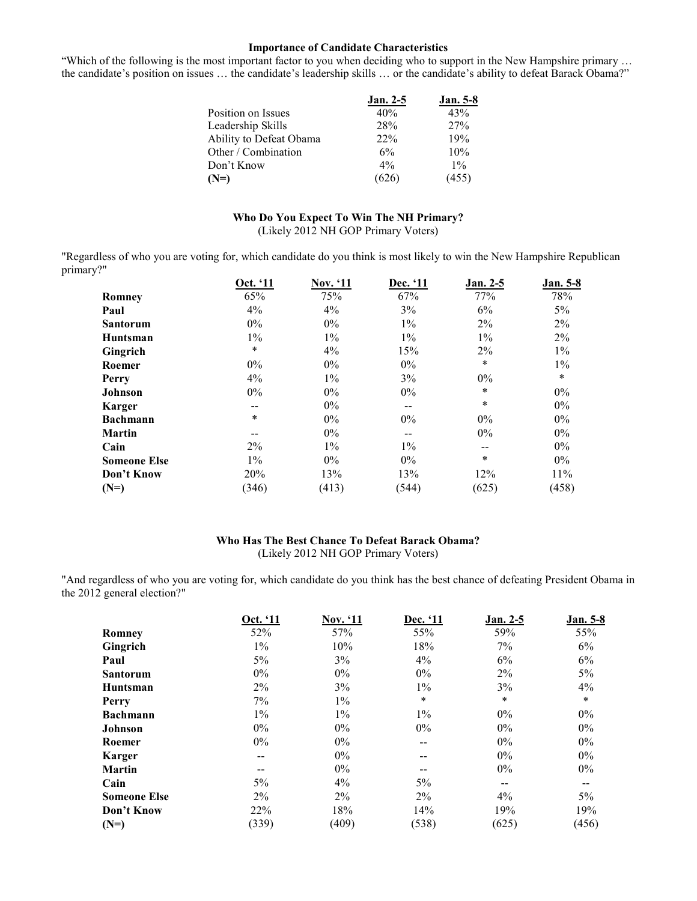**Importance of Candidate Characteristics**

"Which of the following is the most important factor to you when deciding who to support in the New Hampshire primary … the candidate's position on issues … the candidate's leadership skills … or the candidate's ability to defeat Barack Obama?"

| | Jan. 2-5 | Jan. 5-8 |
|---|---|---|
| Position on Issues | 40% | 43% |
| Leadership Skills | 28% | 27% |
| Ability to Defeat Obama | 22% | 19% |
| Other / Combination | 6% | 10% |
| Don't Know | 4% | 1% |
| **(N=)** | (626) | (455) |

**Who Do You Expect To Win The NH Primary?**
(Likely 2012 NH GOP Primary Voters)

"Regardless of who you are voting for, which candidate do you think is most likely to win the New Hampshire Republican primary?"

| | Oct. '11 | Nov. '11 | Dec. '11 | Jan. 2-5 | Jan. 5-8 |
|---|---|---|---|---|---|
| **Romney** | 65% | 75% | 67% | 77% | 78% |
| **Paul** | 4% | 4% | 3% | 6% | 5% |
| **Santorum** | 0% | 0% | 1% | 2% | 2% |
| **Huntsman** | 1% | 1% | 1% | 1% | 2% |
| **Gingrich** | * | 4% | 15% | 2% | 1% |
| **Roemer** | 0% | 0% | 0% | * | 1% |
| **Perry** | 4% | 1% | 3% | 0% | * |
| **Johnson** | 0% | 0% | 0% | * | 0% |
| **Karger** | -- | 0% | -- | * | 0% |
| **Bachmann** | * | 0% | 0% | 0% | 0% |
| **Martin** | -- | 0% | -- | 0% | 0% |
| **Cain** | 2% | 1% | 1% | -- | 0% |
| **Someone Else** | 1% | 0% | 0% | * | 0% |
| **Don't Know** | 20% | 13% | 13% | 12% | 11% |
| **(N=)** | (346) | (413) | (544) | (625) | (458) |

**Who Has The Best Chance To Defeat Barack Obama?**
(Likely 2012 NH GOP Primary Voters)

"And regardless of who you are voting for, which candidate do you think has the best chance of defeating President Obama in the 2012 general election?"

| | Oct. '11 | Nov. '11 | Dec. '11 | Jan. 2-5 | Jan. 5-8 |
|---|---|---|---|---|---|
| **Romney** | 52% | 57% | 55% | 59% | 55% |
| **Gingrich** | 1% | 10% | 18% | 7% | 6% |
| **Paul** | 5% | 3% | 4% | 6% | 6% |
| **Santorum** | 0% | 0% | 0% | 2% | 5% |
| **Huntsman** | 2% | 3% | 1% | 3% | 4% |
| **Perry** | 7% | 1% | * | * | * |
| **Bachmann** | 1% | 1% | 1% | 0% | 0% |
| **Johnson** | 0% | 0% | 0% | 0% | 0% |
| **Roemer** | 0% | 0% | -- | 0% | 0% |
| **Karger** | -- | 0% | -- | 0% | 0% |
| **Martin** | -- | 0% | -- | 0% | 0% |
| **Cain** | 5% | 4% | 5% | -- | -- |
| **Someone Else** | 2% | 2% | 2% | 4% | 5% |
| **Don't Know** | 22% | 18% | 14% | 19% | 19% |
| **(N=)** | (339) | (409) | (538) | (625) | (456) |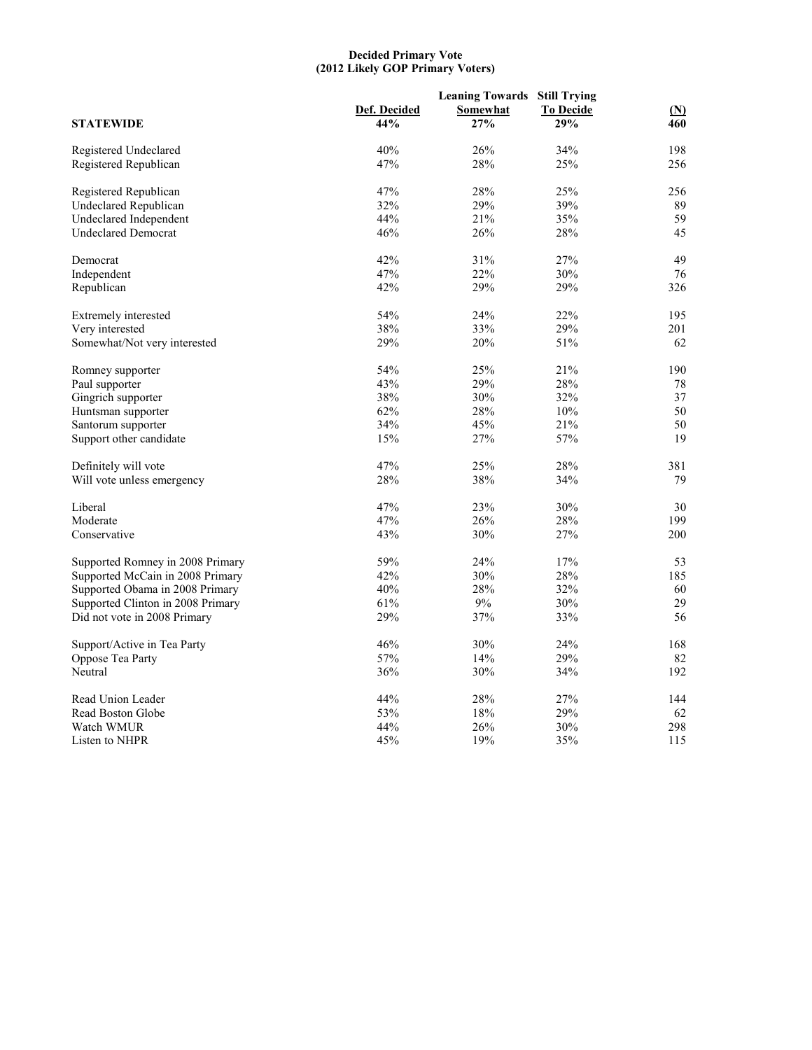**Decided Primary Vote**
**(2012 Likely GOP Primary Voters)**

| | Def. Decided | Leaning Towards Somewhat | Still Trying To Decide | (N) |
|---|---|---|---|---|
| **STATEWIDE** | **44%** | **27%** | **29%** | **460** |
| Registered Undeclared | 40% | 26% | 34% | 198 |
| Registered Republican | 47% | 28% | 25% | 256 |
| | | | | |
| Registered Republican | 47% | 28% | 25% | 256 |
| Undeclared Republican | 32% | 29% | 39% | 89 |
| Undeclared Independent | 44% | 21% | 35% | 59 |
| Undeclared Democrat | 46% | 26% | 28% | 45 |
| | | | | |
| Democrat | 42% | 31% | 27% | 49 |
| Independent | 47% | 22% | 30% | 76 |
| Republican | 42% | 29% | 29% | 326 |
| | | | | |
| Extremely interested | 54% | 24% | 22% | 195 |
| Very interested | 38% | 33% | 29% | 201 |
| Somewhat/Not very interested | 29% | 20% | 51% | 62 |
| | | | | |
| Romney supporter | 54% | 25% | 21% | 190 |
| Paul supporter | 43% | 29% | 28% | 78 |
| Gingrich supporter | 38% | 30% | 32% | 37 |
| Huntsman supporter | 62% | 28% | 10% | 50 |
| Santorum supporter | 34% | 45% | 21% | 50 |
| Support other candidate | 15% | 27% | 57% | 19 |
| | | | | |
| Definitely will vote | 47% | 25% | 28% | 381 |
| Will vote unless emergency | 28% | 38% | 34% | 79 |
| | | | | |
| Liberal | 47% | 23% | 30% | 30 |
| Moderate | 47% | 26% | 28% | 199 |
| Conservative | 43% | 30% | 27% | 200 |
| | | | | |
| Supported Romney in 2008 Primary | 59% | 24% | 17% | 53 |
| Supported McCain in 2008 Primary | 42% | 30% | 28% | 185 |
| Supported Obama in 2008 Primary | 40% | 28% | 32% | 60 |
| Supported Clinton in 2008 Primary | 61% | 9% | 30% | 29 |
| Did not vote in 2008 Primary | 29% | 37% | 33% | 56 |
| | | | | |
| Support/Active in Tea Party | 46% | 30% | 24% | 168 |
| Oppose Tea Party | 57% | 14% | 29% | 82 |
| Neutral | 36% | 30% | 34% | 192 |
| | | | | |
| Read Union Leader | 44% | 28% | 27% | 144 |
| Read Boston Globe | 53% | 18% | 29% | 62 |
| Watch WMUR | 44% | 26% | 30% | 298 |
| Listen to NHPR | 45% | 19% | 35% | 115 |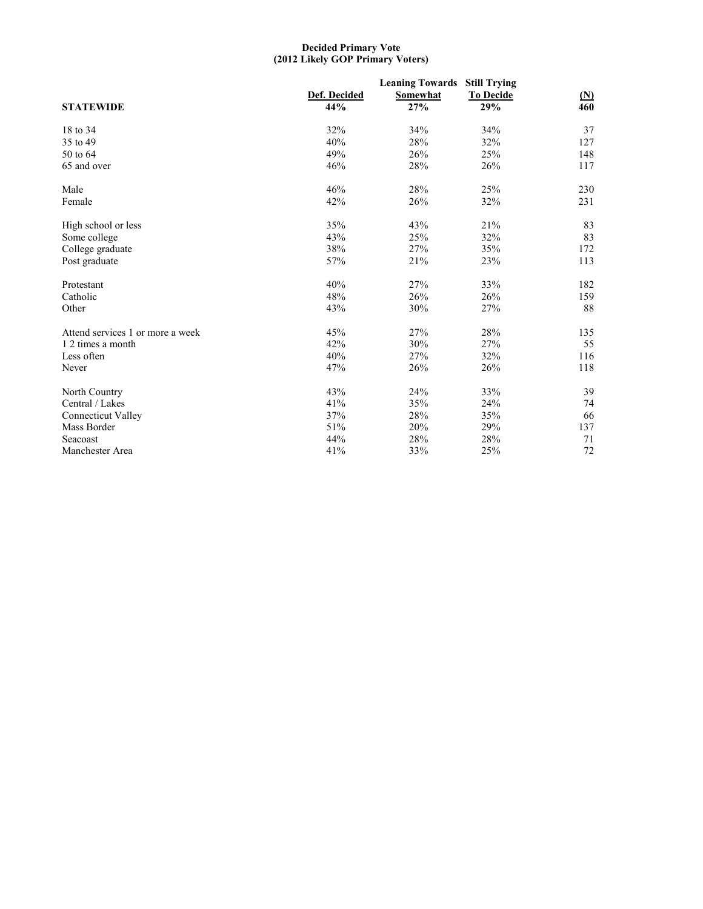**Decided Primary Vote**
**(2012 Likely GOP Primary Voters)**

| | Def. Decided | Leaning Towards Somewhat | Still Trying To Decide | (N) |
|---|---|---|---|---|
| **STATEWIDE** | **44%** | **27%** | **29%** | **460** |
| 18 to 34 | 32% | 34% | 34% | 37 |
| 35 to 49 | 40% | 28% | 32% | 127 |
| 50 to 64 | 49% | 26% | 25% | 148 |
| 65 and over | 46% | 28% | 26% | 117 |
| Male | 46% | 28% | 25% | 230 |
| Female | 42% | 26% | 32% | 231 |
| High school or less | 35% | 43% | 21% | 83 |
| Some college | 43% | 25% | 32% | 83 |
| College graduate | 38% | 27% | 35% | 172 |
| Post graduate | 57% | 21% | 23% | 113 |
| Protestant | 40% | 27% | 33% | 182 |
| Catholic | 48% | 26% | 26% | 159 |
| Other | 43% | 30% | 27% | 88 |
| Attend services 1 or more a week | 45% | 27% | 28% | 135 |
| 1 2 times a month | 42% | 30% | 27% | 55 |
| Less often | 40% | 27% | 32% | 116 |
| Never | 47% | 26% | 26% | 118 |
| North Country | 43% | 24% | 33% | 39 |
| Central / Lakes | 41% | 35% | 24% | 74 |
| Connecticut Valley | 37% | 28% | 35% | 66 |
| Mass Border | 51% | 20% | 29% | 137 |
| Seacoast | 44% | 28% | 28% | 71 |
| Manchester Area | 41% | 33% | 25% | 72 |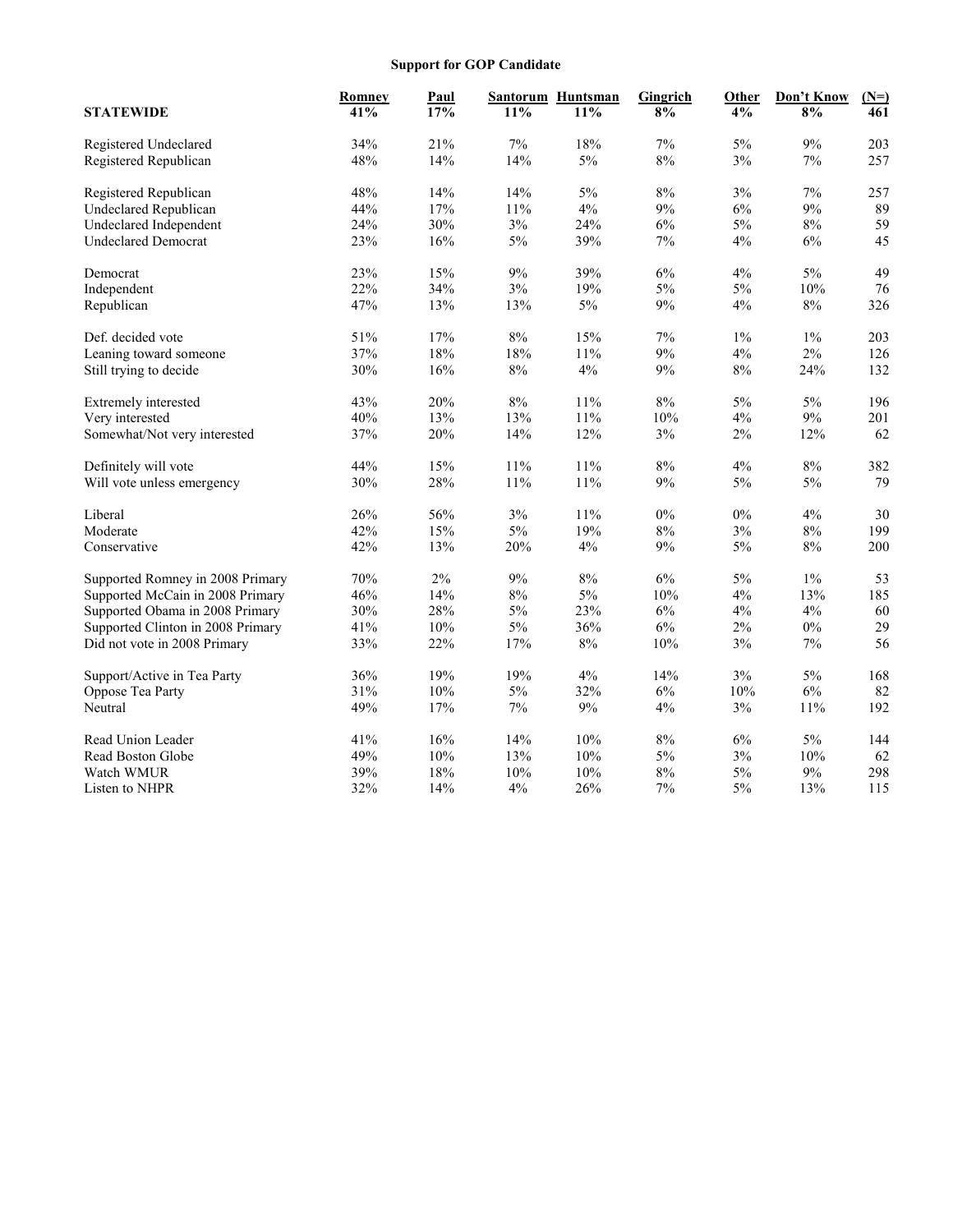## Support for GOP Candidate

| STATEWIDE | Romney 41% | Paul 17% | Santorum 11% | Huntsman 11% | Gingrich 8% | Other 4% | Don't Know 8% | (N=) 461 |
|---|---|---|---|---|---|---|---|---|
| Registered Undeclared | 34% | 21% | 7% | 18% | 7% | 5% | 9% | 203 |
| Registered Republican | 48% | 14% | 14% | 5% | 8% | 3% | 7% | 257 |
| | | | | | | | | |
| Registered Republican | 48% | 14% | 14% | 5% | 8% | 3% | 7% | 257 |
| Undeclared Republican | 44% | 17% | 11% | 4% | 9% | 6% | 9% | 89 |
| Undeclared Independent | 24% | 30% | 3% | 24% | 6% | 5% | 8% | 59 |
| Undeclared Democrat | 23% | 16% | 5% | 39% | 7% | 4% | 6% | 45 |
| | | | | | | | | |
| Democrat | 23% | 15% | 9% | 39% | 6% | 4% | 5% | 49 |
| Independent | 22% | 34% | 3% | 19% | 5% | 5% | 10% | 76 |
| Republican | 47% | 13% | 13% | 5% | 9% | 4% | 8% | 326 |
| | | | | | | | | |
| Def. decided vote | 51% | 17% | 8% | 15% | 7% | 1% | 1% | 203 |
| Leaning toward someone | 37% | 18% | 18% | 11% | 9% | 4% | 2% | 126 |
| Still trying to decide | 30% | 16% | 8% | 4% | 9% | 8% | 24% | 132 |
| | | | | | | | | |
| Extremely interested | 43% | 20% | 8% | 11% | 8% | 5% | 5% | 196 |
| Very interested | 40% | 13% | 13% | 11% | 10% | 4% | 9% | 201 |
| Somewhat/Not very interested | 37% | 20% | 14% | 12% | 3% | 2% | 12% | 62 |
| | | | | | | | | |
| Definitely will vote | 44% | 15% | 11% | 11% | 8% | 4% | 8% | 382 |
| Will vote unless emergency | 30% | 28% | 11% | 11% | 9% | 5% | 5% | 79 |
| | | | | | | | | |
| Liberal | 26% | 56% | 3% | 11% | 0% | 0% | 4% | 30 |
| Moderate | 42% | 15% | 5% | 19% | 8% | 3% | 8% | 199 |
| Conservative | 42% | 13% | 20% | 4% | 9% | 5% | 8% | 200 |
| | | | | | | | | |
| Supported Romney in 2008 Primary | 70% | 2% | 9% | 8% | 6% | 5% | 1% | 53 |
| Supported McCain in 2008 Primary | 46% | 14% | 8% | 5% | 10% | 4% | 13% | 185 |
| Supported Obama in 2008 Primary | 30% | 28% | 5% | 23% | 6% | 4% | 4% | 60 |
| Supported Clinton in 2008 Primary | 41% | 10% | 5% | 36% | 6% | 2% | 0% | 29 |
| Did not vote in 2008 Primary | 33% | 22% | 17% | 8% | 10% | 3% | 7% | 56 |
| | | | | | | | | |
| Support/Active in Tea Party | 36% | 19% | 19% | 4% | 14% | 3% | 5% | 168 |
| Oppose Tea Party | 31% | 10% | 5% | 32% | 6% | 10% | 6% | 82 |
| Neutral | 49% | 17% | 7% | 9% | 4% | 3% | 11% | 192 |
| | | | | | | | | |
| Read Union Leader | 41% | 16% | 14% | 10% | 8% | 6% | 5% | 144 |
| Read Boston Globe | 49% | 10% | 13% | 10% | 5% | 3% | 10% | 62 |
| Watch WMUR | 39% | 18% | 10% | 10% | 8% | 5% | 9% | 298 |
| Listen to NHPR | 32% | 14% | 4% | 26% | 7% | 5% | 13% | 115 |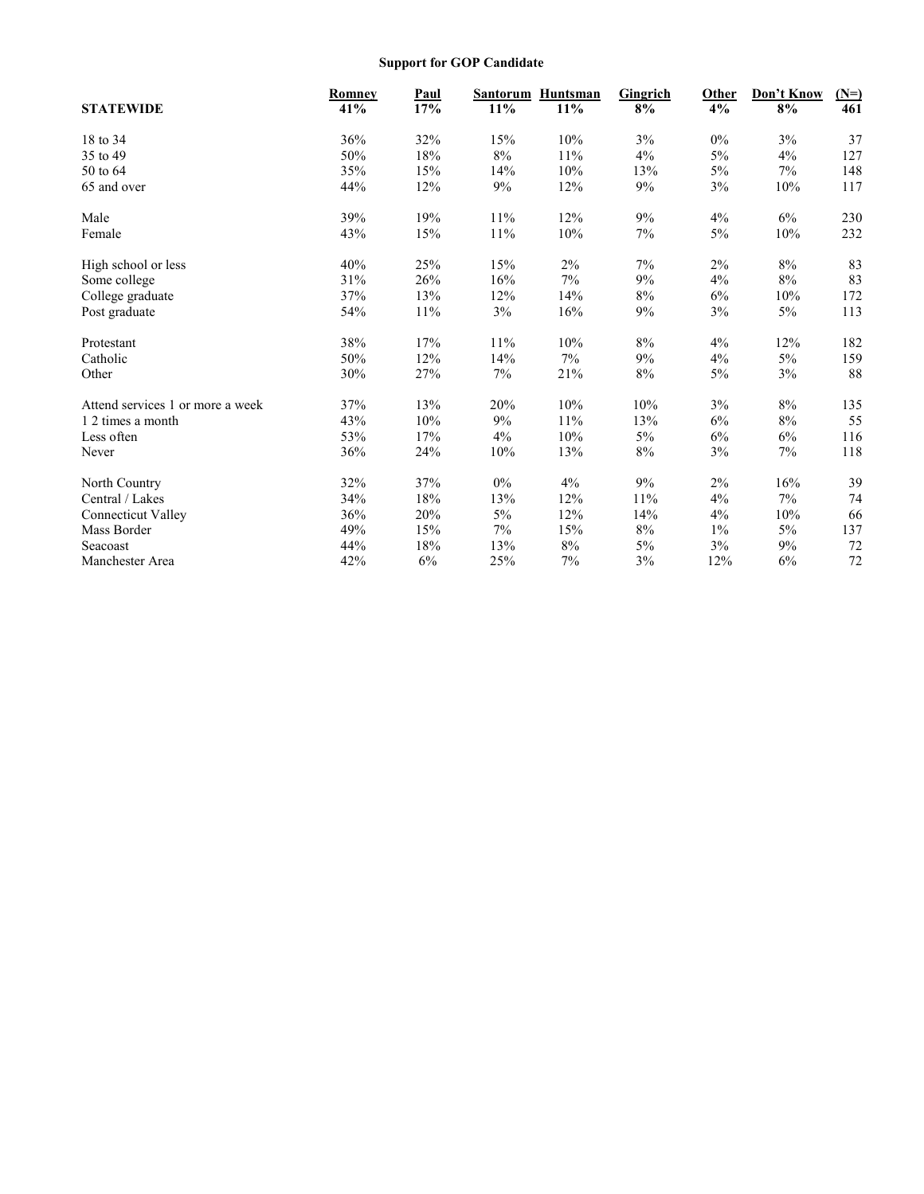**Support for GOP Candidate**

| STATEWIDE | Romney 41% | Paul 17% | Santorum 11% | Huntsman 11% | Gingrich 8% | Other 4% | Don't Know 8% | (N=) 461 |
|---|---|---|---|---|---|---|---|---|
| 18 to 34 | 36% | 32% | 15% | 10% | 3% | 0% | 3% | 37 |
| 35 to 49 | 50% | 18% | 8% | 11% | 4% | 5% | 4% | 127 |
| 50 to 64 | 35% | 15% | 14% | 10% | 13% | 5% | 7% | 148 |
| 65 and over | 44% | 12% | 9% | 12% | 9% | 3% | 10% | 117 |
| Male | 39% | 19% | 11% | 12% | 9% | 4% | 6% | 230 |
| Female | 43% | 15% | 11% | 10% | 7% | 5% | 10% | 232 |
| High school or less | 40% | 25% | 15% | 2% | 7% | 2% | 8% | 83 |
| Some college | 31% | 26% | 16% | 7% | 9% | 4% | 8% | 83 |
| College graduate | 37% | 13% | 12% | 14% | 8% | 6% | 10% | 172 |
| Post graduate | 54% | 11% | 3% | 16% | 9% | 3% | 5% | 113 |
| Protestant | 38% | 17% | 11% | 10% | 8% | 4% | 12% | 182 |
| Catholic | 50% | 12% | 14% | 7% | 9% | 4% | 5% | 159 |
| Other | 30% | 27% | 7% | 21% | 8% | 5% | 3% | 88 |
| Attend services 1 or more a week | 37% | 13% | 20% | 10% | 10% | 3% | 8% | 135 |
| 1 2 times a month | 43% | 10% | 9% | 11% | 13% | 6% | 8% | 55 |
| Less often | 53% | 17% | 4% | 10% | 5% | 6% | 6% | 116 |
| Never | 36% | 24% | 10% | 13% | 8% | 3% | 7% | 118 |
| North Country | 32% | 37% | 0% | 4% | 9% | 2% | 16% | 39 |
| Central / Lakes | 34% | 18% | 13% | 12% | 11% | 4% | 7% | 74 |
| Connecticut Valley | 36% | 20% | 5% | 12% | 14% | 4% | 10% | 66 |
| Mass Border | 49% | 15% | 7% | 15% | 8% | 1% | 5% | 137 |
| Seacoast | 44% | 18% | 13% | 8% | 5% | 3% | 9% | 72 |
| Manchester Area | 42% | 6% | 25% | 7% | 3% | 12% | 6% | 72 |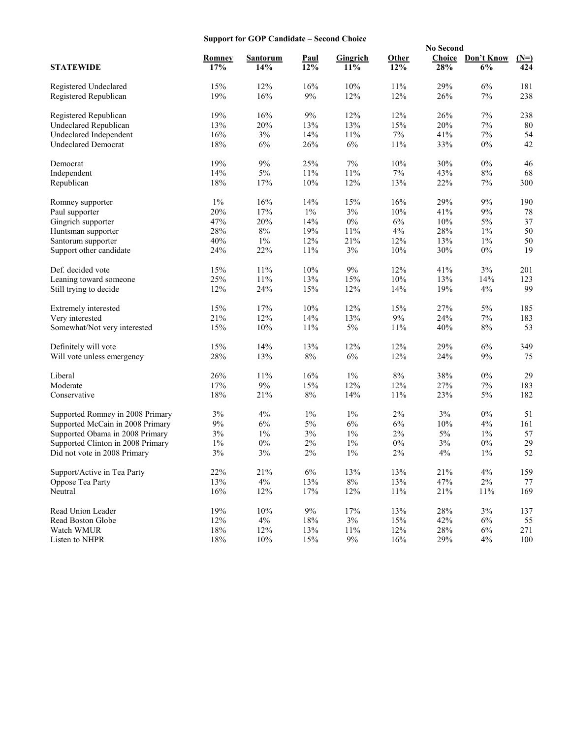## Support for GOP Candidate – Second Choice

| STATEWIDE | Romney 17% | Santorum 14% | Paul 12% | Gingrich 11% | Other 12% | No Second Choice 28% | Don't Know 6% | (N=) 424 |
|---|---|---|---|---|---|---|---|---|
| Registered Undeclared | 15% | 12% | 16% | 10% | 11% | 29% | 6% | 181 |
| Registered Republican | 19% | 16% | 9% | 12% | 12% | 26% | 7% | 238 |
| | | | | | | | | |
| Registered Republican | 19% | 16% | 9% | 12% | 12% | 26% | 7% | 238 |
| Undeclared Republican | 13% | 20% | 13% | 13% | 15% | 20% | 7% | 80 |
| Undeclared Independent | 16% | 3% | 14% | 11% | 7% | 41% | 7% | 54 |
| Undeclared Democrat | 18% | 6% | 26% | 6% | 11% | 33% | 0% | 42 |
| | | | | | | | | |
| Democrat | 19% | 9% | 25% | 7% | 10% | 30% | 0% | 46 |
| Independent | 14% | 5% | 11% | 11% | 7% | 43% | 8% | 68 |
| Republican | 18% | 17% | 10% | 12% | 13% | 22% | 7% | 300 |
| | | | | | | | | |
| Romney supporter | 1% | 16% | 14% | 15% | 16% | 29% | 9% | 190 |
| Paul supporter | 20% | 17% | 1% | 3% | 10% | 41% | 9% | 78 |
| Gingrich supporter | 47% | 20% | 14% | 0% | 6% | 10% | 5% | 37 |
| Huntsman supporter | 28% | 8% | 19% | 11% | 4% | 28% | 1% | 50 |
| Santorum supporter | 40% | 1% | 12% | 21% | 12% | 13% | 1% | 50 |
| Support other candidate | 24% | 22% | 11% | 3% | 10% | 30% | 0% | 19 |
| | | | | | | | | |
| Def. decided vote | 15% | 11% | 10% | 9% | 12% | 41% | 3% | 201 |
| Leaning toward someone | 25% | 11% | 13% | 15% | 10% | 13% | 14% | 123 |
| Still trying to decide | 12% | 24% | 15% | 12% | 14% | 19% | 4% | 99 |
| | | | | | | | | |
| Extremely interested | 15% | 17% | 10% | 12% | 15% | 27% | 5% | 185 |
| Very interested | 21% | 12% | 14% | 13% | 9% | 24% | 7% | 183 |
| Somewhat/Not very interested | 15% | 10% | 11% | 5% | 11% | 40% | 8% | 53 |
| | | | | | | | | |
| Definitely will vote | 15% | 14% | 13% | 12% | 12% | 29% | 6% | 349 |
| Will vote unless emergency | 28% | 13% | 8% | 6% | 12% | 24% | 9% | 75 |
| | | | | | | | | |
| Liberal | 26% | 11% | 16% | 1% | 8% | 38% | 0% | 29 |
| Moderate | 17% | 9% | 15% | 12% | 12% | 27% | 7% | 183 |
| Conservative | 18% | 21% | 8% | 14% | 11% | 23% | 5% | 182 |
| | | | | | | | | |
| Supported Romney in 2008 Primary | 3% | 4% | 1% | 1% | 2% | 3% | 0% | 51 |
| Supported McCain in 2008 Primary | 9% | 6% | 5% | 6% | 6% | 10% | 4% | 161 |
| Supported Obama in 2008 Primary | 3% | 1% | 3% | 1% | 2% | 5% | 1% | 57 |
| Supported Clinton in 2008 Primary | 1% | 0% | 2% | 1% | 0% | 3% | 0% | 29 |
| Did not vote in 2008 Primary | 3% | 3% | 2% | 1% | 2% | 4% | 1% | 52 |
| | | | | | | | | |
| Support/Active in Tea Party | 22% | 21% | 6% | 13% | 13% | 21% | 4% | 159 |
| Oppose Tea Party | 13% | 4% | 13% | 8% | 13% | 47% | 2% | 77 |
| Neutral | 16% | 12% | 17% | 12% | 11% | 21% | 11% | 169 |
| | | | | | | | | |
| Read Union Leader | 19% | 10% | 9% | 17% | 13% | 28% | 3% | 137 |
| Read Boston Globe | 12% | 4% | 18% | 3% | 15% | 42% | 6% | 55 |
| Watch WMUR | 18% | 12% | 13% | 11% | 12% | 28% | 6% | 271 |
| Listen to NHPR | 18% | 10% | 15% | 9% | 16% | 29% | 4% | 100 |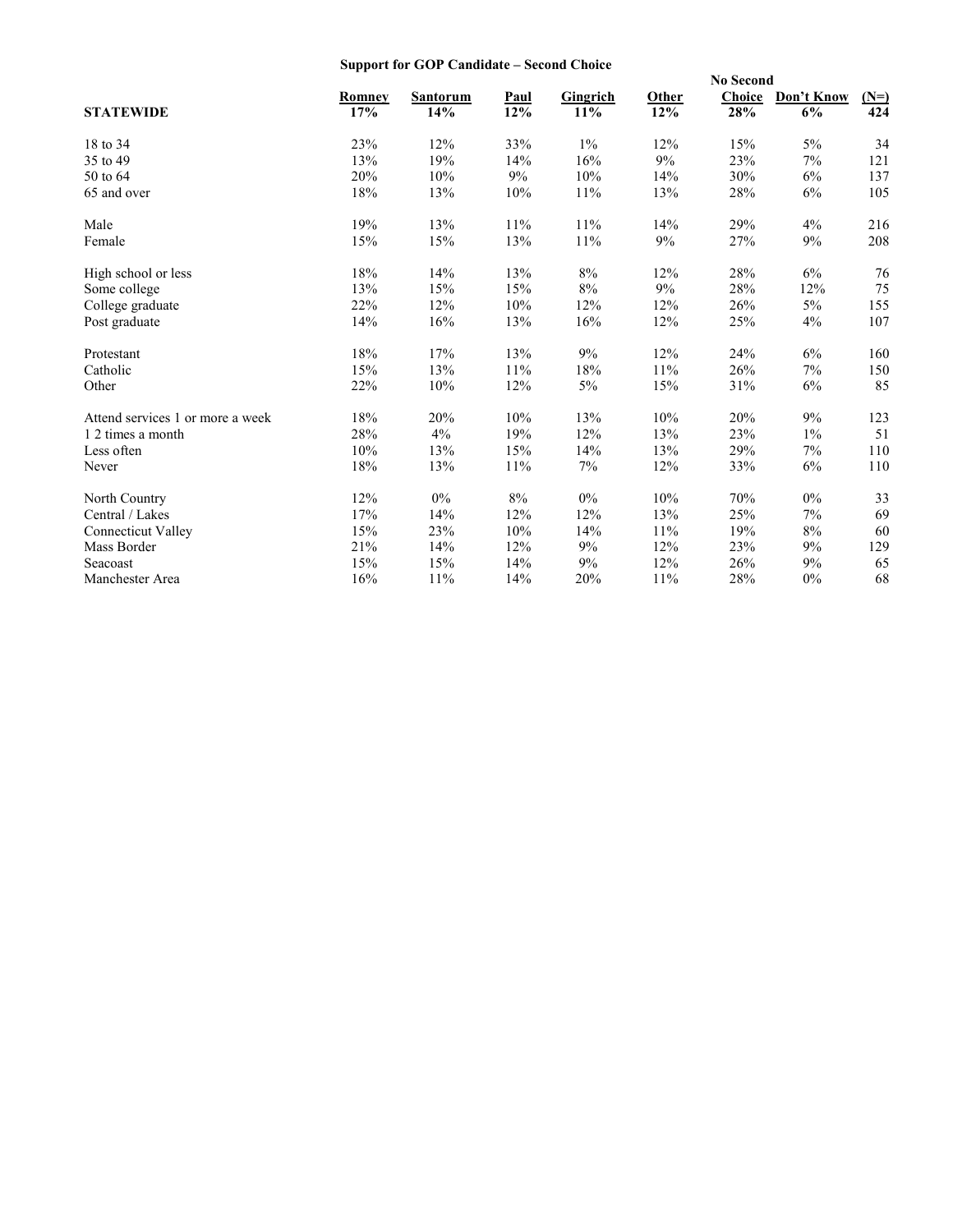### Support for GOP Candidate – Second Choice

| STATEWIDE | Romney 17% | Santorum 14% | Paul 12% | Gingrich 11% | Other 12% | No Second Choice 28% | Don't Know 6% | (N=) 424 |
|---|---|---|---|---|---|---|---|---|
| 18 to 34 | 23% | 12% | 33% | 1% | 12% | 15% | 5% | 34 |
| 35 to 49 | 13% | 19% | 14% | 16% | 9% | 23% | 7% | 121 |
| 50 to 64 | 20% | 10% | 9% | 10% | 14% | 30% | 6% | 137 |
| 65 and over | 18% | 13% | 10% | 11% | 13% | 28% | 6% | 105 |
| Male | 19% | 13% | 11% | 11% | 14% | 29% | 4% | 216 |
| Female | 15% | 15% | 13% | 11% | 9% | 27% | 9% | 208 |
| High school or less | 18% | 14% | 13% | 8% | 12% | 28% | 6% | 76 |
| Some college | 13% | 15% | 15% | 8% | 9% | 28% | 12% | 75 |
| College graduate | 22% | 12% | 10% | 12% | 12% | 26% | 5% | 155 |
| Post graduate | 14% | 16% | 13% | 16% | 12% | 25% | 4% | 107 |
| Protestant | 18% | 17% | 13% | 9% | 12% | 24% | 6% | 160 |
| Catholic | 15% | 13% | 11% | 18% | 11% | 26% | 7% | 150 |
| Other | 22% | 10% | 12% | 5% | 15% | 31% | 6% | 85 |
| Attend services 1 or more a week | 18% | 20% | 10% | 13% | 10% | 20% | 9% | 123 |
| 1 2 times a month | 28% | 4% | 19% | 12% | 13% | 23% | 1% | 51 |
| Less often | 10% | 13% | 15% | 14% | 13% | 29% | 7% | 110 |
| Never | 18% | 13% | 11% | 7% | 12% | 33% | 6% | 110 |
| North Country | 12% | 0% | 8% | 0% | 10% | 70% | 0% | 33 |
| Central / Lakes | 17% | 14% | 12% | 12% | 13% | 25% | 7% | 69 |
| Connecticut Valley | 15% | 23% | 10% | 14% | 11% | 19% | 8% | 60 |
| Mass Border | 21% | 14% | 12% | 9% | 12% | 23% | 9% | 129 |
| Seacoast | 15% | 15% | 14% | 9% | 12% | 26% | 9% | 65 |
| Manchester Area | 16% | 11% | 14% | 20% | 11% | 28% | 0% | 68 |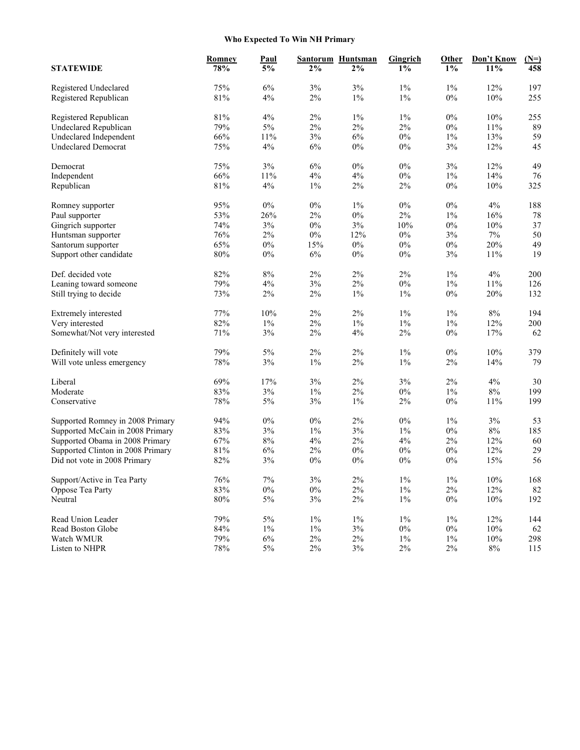## Who Expected To Win NH Primary

| | Romney | Paul | Santorum | Huntsman | Gingrich | Other | Don't Know | (N=) |
|---|---|---|---|---|---|---|---|---|
| **STATEWIDE** | **78%** | **5%** | **2%** | **2%** | **1%** | **1%** | **11%** | **458** |
| Registered Undeclared | 75% | 6% | 3% | 3% | 1% | 1% | 12% | 197 |
| Registered Republican | 81% | 4% | 2% | 1% | 1% | 0% | 10% | 255 |
| Registered Republican | 81% | 4% | 2% | 1% | 1% | 0% | 10% | 255 |
| Undeclared Republican | 79% | 5% | 2% | 2% | 2% | 0% | 11% | 89 |
| Undeclared Independent | 66% | 11% | 3% | 6% | 0% | 1% | 13% | 59 |
| Undeclared Democrat | 75% | 4% | 6% | 0% | 0% | 3% | 12% | 45 |
| Democrat | 75% | 3% | 6% | 0% | 0% | 3% | 12% | 49 |
| Independent | 66% | 11% | 4% | 4% | 0% | 1% | 14% | 76 |
| Republican | 81% | 4% | 1% | 2% | 2% | 0% | 10% | 325 |
| Romney supporter | 95% | 0% | 0% | 1% | 0% | 0% | 4% | 188 |
| Paul supporter | 53% | 26% | 2% | 0% | 2% | 1% | 16% | 78 |
| Gingrich supporter | 74% | 3% | 0% | 3% | 10% | 0% | 10% | 37 |
| Huntsman supporter | 76% | 2% | 0% | 12% | 0% | 3% | 7% | 50 |
| Santorum supporter | 65% | 0% | 15% | 0% | 0% | 0% | 20% | 49 |
| Support other candidate | 80% | 0% | 6% | 0% | 0% | 3% | 11% | 19 |
| Def. decided vote | 82% | 8% | 2% | 2% | 2% | 1% | 4% | 200 |
| Leaning toward someone | 79% | 4% | 3% | 2% | 0% | 1% | 11% | 126 |
| Still trying to decide | 73% | 2% | 2% | 1% | 1% | 0% | 20% | 132 |
| Extremely interested | 77% | 10% | 2% | 2% | 1% | 1% | 8% | 194 |
| Very interested | 82% | 1% | 2% | 1% | 1% | 1% | 12% | 200 |
| Somewhat/Not very interested | 71% | 3% | 2% | 4% | 2% | 0% | 17% | 62 |
| Definitely will vote | 79% | 5% | 2% | 2% | 1% | 0% | 10% | 379 |
| Will vote unless emergency | 78% | 3% | 1% | 2% | 1% | 2% | 14% | 79 |
| Liberal | 69% | 17% | 3% | 2% | 3% | 2% | 4% | 30 |
| Moderate | 83% | 3% | 1% | 2% | 0% | 1% | 8% | 199 |
| Conservative | 78% | 5% | 3% | 1% | 2% | 0% | 11% | 199 |
| Supported Romney in 2008 Primary | 94% | 0% | 0% | 2% | 0% | 1% | 3% | 53 |
| Supported McCain in 2008 Primary | 83% | 3% | 1% | 3% | 1% | 0% | 8% | 185 |
| Supported Obama in 2008 Primary | 67% | 8% | 4% | 2% | 4% | 2% | 12% | 60 |
| Supported Clinton in 2008 Primary | 81% | 6% | 2% | 0% | 0% | 0% | 12% | 29 |
| Did not vote in 2008 Primary | 82% | 3% | 0% | 0% | 0% | 0% | 15% | 56 |
| Support/Active in Tea Party | 76% | 7% | 3% | 2% | 1% | 1% | 10% | 168 |
| Oppose Tea Party | 83% | 0% | 0% | 2% | 1% | 2% | 12% | 82 |
| Neutral | 80% | 5% | 3% | 2% | 1% | 0% | 10% | 192 |
| Read Union Leader | 79% | 5% | 1% | 1% | 1% | 1% | 12% | 144 |
| Read Boston Globe | 84% | 1% | 1% | 3% | 0% | 0% | 10% | 62 |
| Watch WMUR | 79% | 6% | 2% | 2% | 1% | 1% | 10% | 298 |
| Listen to NHPR | 78% | 5% | 2% | 3% | 2% | 2% | 8% | 115 |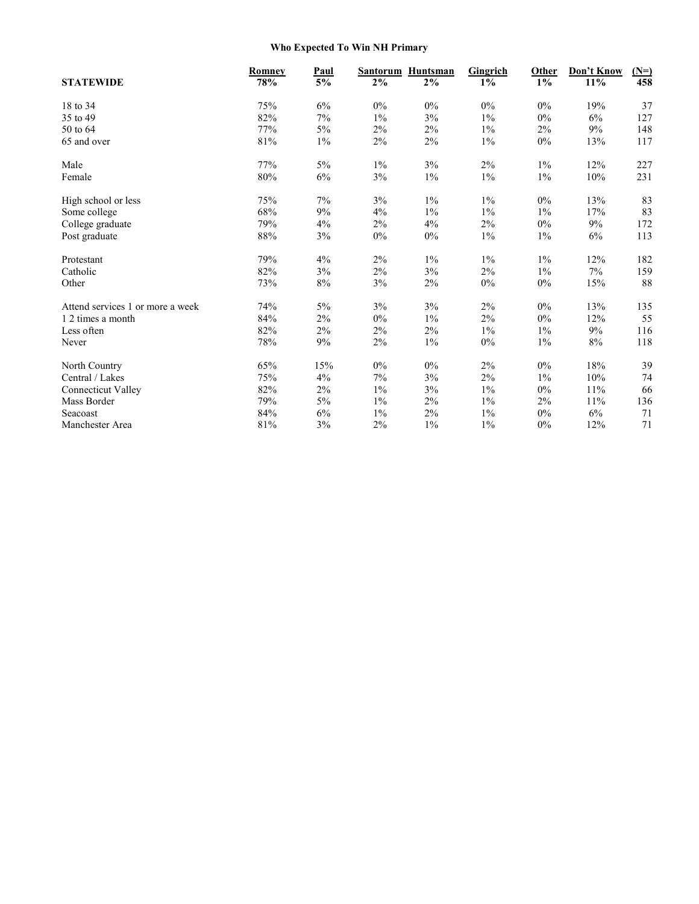## Who Expected To Win NH Primary

| | Romney | Paul | Santorum | Huntsman | Gingrich | Other | Don't Know | (N=) |
|---|---|---|---|---|---|---|---|---|
| **STATEWIDE** | **78%** | **5%** | **2%** | **2%** | **1%** | **1%** | **11%** | **458** |
| 18 to 34 | 75% | 6% | 0% | 0% | 0% | 0% | 19% | 37 |
| 35 to 49 | 82% | 7% | 1% | 3% | 1% | 0% | 6% | 127 |
| 50 to 64 | 77% | 5% | 2% | 2% | 1% | 2% | 9% | 148 |
| 65 and over | 81% | 1% | 2% | 2% | 1% | 0% | 13% | 117 |
| Male | 77% | 5% | 1% | 3% | 2% | 1% | 12% | 227 |
| Female | 80% | 6% | 3% | 1% | 1% | 1% | 10% | 231 |
| High school or less | 75% | 7% | 3% | 1% | 1% | 0% | 13% | 83 |
| Some college | 68% | 9% | 4% | 1% | 1% | 1% | 17% | 83 |
| College graduate | 79% | 4% | 2% | 4% | 2% | 0% | 9% | 172 |
| Post graduate | 88% | 3% | 0% | 0% | 1% | 1% | 6% | 113 |
| Protestant | 79% | 4% | 2% | 1% | 1% | 1% | 12% | 182 |
| Catholic | 82% | 3% | 2% | 3% | 2% | 1% | 7% | 159 |
| Other | 73% | 8% | 3% | 2% | 0% | 0% | 15% | 88 |
| Attend services 1 or more a week | 74% | 5% | 3% | 3% | 2% | 0% | 13% | 135 |
| 1 2 times a month | 84% | 2% | 0% | 1% | 2% | 0% | 12% | 55 |
| Less often | 82% | 2% | 2% | 2% | 1% | 1% | 9% | 116 |
| Never | 78% | 9% | 2% | 1% | 0% | 1% | 8% | 118 |
| North Country | 65% | 15% | 0% | 0% | 2% | 0% | 18% | 39 |
| Central / Lakes | 75% | 4% | 7% | 3% | 2% | 1% | 10% | 74 |
| Connecticut Valley | 82% | 2% | 1% | 3% | 1% | 0% | 11% | 66 |
| Mass Border | 79% | 5% | 1% | 2% | 1% | 2% | 11% | 136 |
| Seacoast | 84% | 6% | 1% | 2% | 1% | 0% | 6% | 71 |
| Manchester Area | 81% | 3% | 2% | 1% | 1% | 0% | 12% | 71 |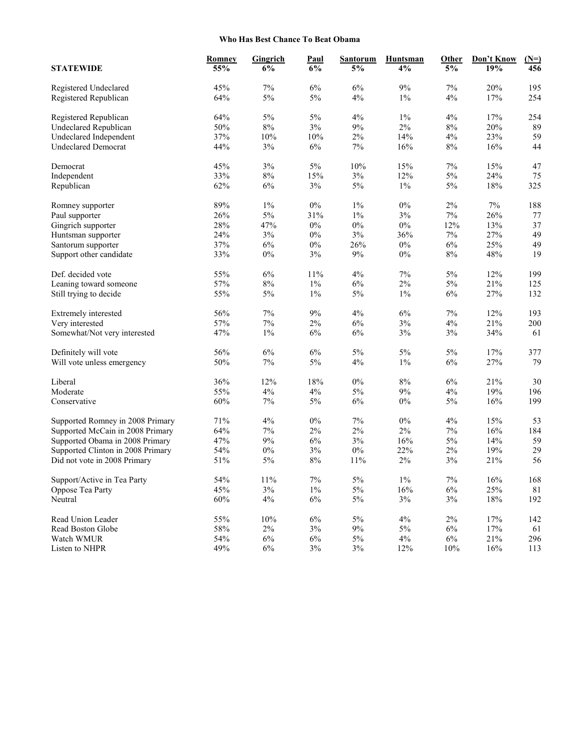### Who Has Best Chance To Beat Obama

| STATEWIDE | Romney 55% | Gingrich 6% | Paul 6% | Santorum 5% | Huntsman 4% | Other 5% | Don't Know 19% | (N=) 456 |
|---|---|---|---|---|---|---|---|---|
| Registered Undeclared | 45% | 7% | 6% | 6% | 9% | 7% | 20% | 195 |
| Registered Republican | 64% | 5% | 5% | 4% | 1% | 4% | 17% | 254 |
| | | | | | | | | |
| Registered Republican | 64% | 5% | 5% | 4% | 1% | 4% | 17% | 254 |
| Undeclared Republican | 50% | 8% | 3% | 9% | 2% | 8% | 20% | 89 |
| Undeclared Independent | 37% | 10% | 10% | 2% | 14% | 4% | 23% | 59 |
| Undeclared Democrat | 44% | 3% | 6% | 7% | 16% | 8% | 16% | 44 |
| | | | | | | | | |
| Democrat | 45% | 3% | 5% | 10% | 15% | 7% | 15% | 47 |
| Independent | 33% | 8% | 15% | 3% | 12% | 5% | 24% | 75 |
| Republican | 62% | 6% | 3% | 5% | 1% | 5% | 18% | 325 |
| | | | | | | | | |
| Romney supporter | 89% | 1% | 0% | 1% | 0% | 2% | 7% | 188 |
| Paul supporter | 26% | 5% | 31% | 1% | 3% | 7% | 26% | 77 |
| Gingrich supporter | 28% | 47% | 0% | 0% | 0% | 12% | 13% | 37 |
| Huntsman supporter | 24% | 3% | 0% | 3% | 36% | 7% | 27% | 49 |
| Santorum supporter | 37% | 6% | 0% | 26% | 0% | 6% | 25% | 49 |
| Support other candidate | 33% | 0% | 3% | 9% | 0% | 8% | 48% | 19 |
| | | | | | | | | |
| Def. decided vote | 55% | 6% | 11% | 4% | 7% | 5% | 12% | 199 |
| Leaning toward someone | 57% | 8% | 1% | 6% | 2% | 5% | 21% | 125 |
| Still trying to decide | 55% | 5% | 1% | 5% | 1% | 6% | 27% | 132 |
| | | | | | | | | |
| Extremely interested | 56% | 7% | 9% | 4% | 6% | 7% | 12% | 193 |
| Very interested | 57% | 7% | 2% | 6% | 3% | 4% | 21% | 200 |
| Somewhat/Not very interested | 47% | 1% | 6% | 6% | 3% | 3% | 34% | 61 |
| | | | | | | | | |
| Definitely will vote | 56% | 6% | 6% | 5% | 5% | 5% | 17% | 377 |
| Will vote unless emergency | 50% | 7% | 5% | 4% | 1% | 6% | 27% | 79 |
| | | | | | | | | |
| Liberal | 36% | 12% | 18% | 0% | 8% | 6% | 21% | 30 |
| Moderate | 55% | 4% | 4% | 5% | 9% | 4% | 19% | 196 |
| Conservative | 60% | 7% | 5% | 6% | 0% | 5% | 16% | 199 |
| | | | | | | | | |
| Supported Romney in 2008 Primary | 71% | 4% | 0% | 7% | 0% | 4% | 15% | 53 |
| Supported McCain in 2008 Primary | 64% | 7% | 2% | 2% | 2% | 7% | 16% | 184 |
| Supported Obama in 2008 Primary | 47% | 9% | 6% | 3% | 16% | 5% | 14% | 59 |
| Supported Clinton in 2008 Primary | 54% | 0% | 3% | 0% | 22% | 2% | 19% | 29 |
| Did not vote in 2008 Primary | 51% | 5% | 8% | 11% | 2% | 3% | 21% | 56 |
| | | | | | | | | |
| Support/Active in Tea Party | 54% | 11% | 7% | 5% | 1% | 7% | 16% | 168 |
| Oppose Tea Party | 45% | 3% | 1% | 5% | 16% | 6% | 25% | 81 |
| Neutral | 60% | 4% | 6% | 5% | 3% | 3% | 18% | 192 |
| | | | | | | | | |
| Read Union Leader | 55% | 10% | 6% | 5% | 4% | 2% | 17% | 142 |
| Read Boston Globe | 58% | 2% | 3% | 9% | 5% | 6% | 17% | 61 |
| Watch WMUR | 54% | 6% | 6% | 5% | 4% | 6% | 21% | 296 |
| Listen to NHPR | 49% | 6% | 3% | 3% | 12% | 10% | 16% | 113 |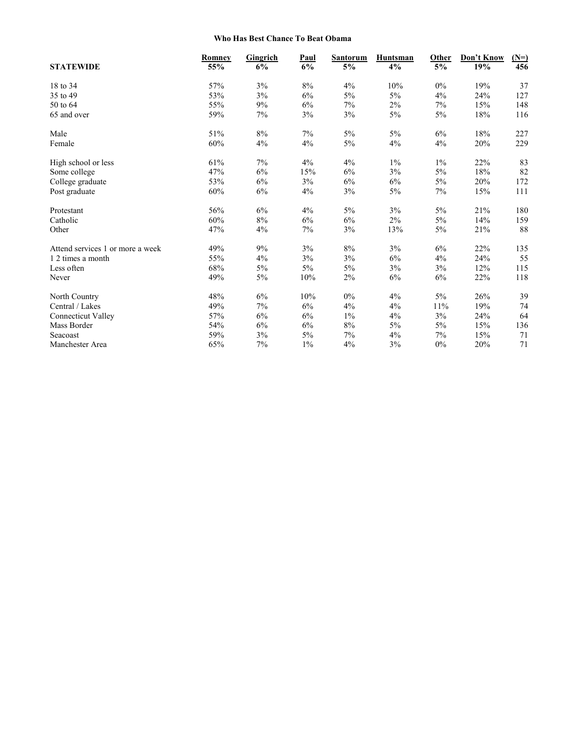**Who Has Best Chance To Beat Obama**

| STATEWIDE | Romney 55% | Gingrich 6% | Paul 6% | Santorum 5% | Huntsman 4% | Other 5% | Don't Know 19% | (N=) 456 |
|---|---|---|---|---|---|---|---|---|
| 18 to 34 | 57% | 3% | 8% | 4% | 10% | 0% | 19% | 37 |
| 35 to 49 | 53% | 3% | 6% | 5% | 5% | 4% | 24% | 127 |
| 50 to 64 | 55% | 9% | 6% | 7% | 2% | 7% | 15% | 148 |
| 65 and over | 59% | 7% | 3% | 3% | 5% | 5% | 18% | 116 |
| | | | | | | | | |
| Male | 51% | 8% | 7% | 5% | 5% | 6% | 18% | 227 |
| Female | 60% | 4% | 4% | 5% | 4% | 4% | 20% | 229 |
| | | | | | | | | |
| High school or less | 61% | 7% | 4% | 4% | 1% | 1% | 22% | 83 |
| Some college | 47% | 6% | 15% | 6% | 3% | 5% | 18% | 82 |
| College graduate | 53% | 6% | 3% | 6% | 6% | 5% | 20% | 172 |
| Post graduate | 60% | 6% | 4% | 3% | 5% | 7% | 15% | 111 |
| | | | | | | | | |
| Protestant | 56% | 6% | 4% | 5% | 3% | 5% | 21% | 180 |
| Catholic | 60% | 8% | 6% | 6% | 2% | 5% | 14% | 159 |
| Other | 47% | 4% | 7% | 3% | 13% | 5% | 21% | 88 |
| | | | | | | | | |
| Attend services 1 or more a week | 49% | 9% | 3% | 8% | 3% | 6% | 22% | 135 |
| 1 2 times a month | 55% | 4% | 3% | 3% | 6% | 4% | 24% | 55 |
| Less often | 68% | 5% | 5% | 5% | 3% | 3% | 12% | 115 |
| Never | 49% | 5% | 10% | 2% | 6% | 6% | 22% | 118 |
| | | | | | | | | |
| North Country | 48% | 6% | 10% | 0% | 4% | 5% | 26% | 39 |
| Central / Lakes | 49% | 7% | 6% | 4% | 4% | 11% | 19% | 74 |
| Connecticut Valley | 57% | 6% | 6% | 1% | 4% | 3% | 24% | 64 |
| Mass Border | 54% | 6% | 6% | 8% | 5% | 5% | 15% | 136 |
| Seacoast | 59% | 3% | 5% | 7% | 4% | 7% | 15% | 71 |
| Manchester Area | 65% | 7% | 1% | 4% | 3% | 0% | 20% | 71 |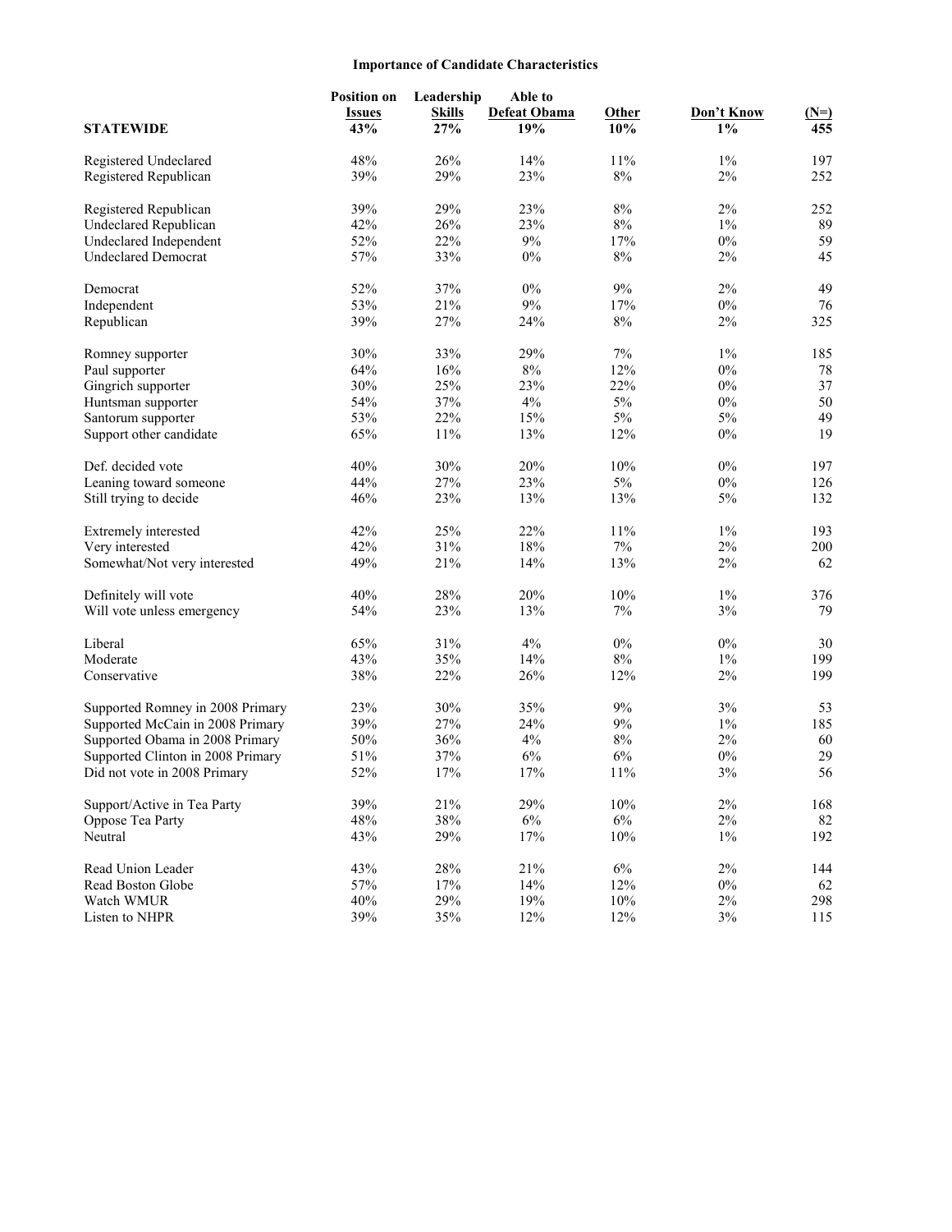## Importance of Candidate Characteristics

| STATEWIDE | Position on Issues | Leadership Skills | Able to Defeat Obama | Other | Don't Know | (N=) |
|---|---|---|---|---|---|---|
| | 43% | 27% | 19% | 10% | 1% | 455 |
| Registered Undeclared | 48% | 26% | 14% | 11% | 1% | 197 |
| Registered Republican | 39% | 29% | 23% | 8% | 2% | 252 |
| Registered Republican | 39% | 29% | 23% | 8% | 2% | 252 |
| Undeclared Republican | 42% | 26% | 23% | 8% | 1% | 89 |
| Undeclared Independent | 52% | 22% | 9% | 17% | 0% | 59 |
| Undeclared Democrat | 57% | 33% | 0% | 8% | 2% | 45 |
| Democrat | 52% | 37% | 0% | 9% | 2% | 49 |
| Independent | 53% | 21% | 9% | 17% | 0% | 76 |
| Republican | 39% | 27% | 24% | 8% | 2% | 325 |
| Romney supporter | 30% | 33% | 29% | 7% | 1% | 185 |
| Paul supporter | 64% | 16% | 8% | 12% | 0% | 78 |
| Gingrich supporter | 30% | 25% | 23% | 22% | 0% | 37 |
| Huntsman supporter | 54% | 37% | 4% | 5% | 0% | 50 |
| Santorum supporter | 53% | 22% | 15% | 5% | 5% | 49 |
| Support other candidate | 65% | 11% | 13% | 12% | 0% | 19 |
| Def. decided vote | 40% | 30% | 20% | 10% | 0% | 197 |
| Leaning toward someone | 44% | 27% | 23% | 5% | 0% | 126 |
| Still trying to decide | 46% | 23% | 13% | 13% | 5% | 132 |
| Extremely interested | 42% | 25% | 22% | 11% | 1% | 193 |
| Very interested | 42% | 31% | 18% | 7% | 2% | 200 |
| Somewhat/Not very interested | 49% | 21% | 14% | 13% | 2% | 62 |
| Definitely will vote | 40% | 28% | 20% | 10% | 1% | 376 |
| Will vote unless emergency | 54% | 23% | 13% | 7% | 3% | 79 |
| Liberal | 65% | 31% | 4% | 0% | 0% | 30 |
| Moderate | 43% | 35% | 14% | 8% | 1% | 199 |
| Conservative | 38% | 22% | 26% | 12% | 2% | 199 |
| Supported Romney in 2008 Primary | 23% | 30% | 35% | 9% | 3% | 53 |
| Supported McCain in 2008 Primary | 39% | 27% | 24% | 9% | 1% | 185 |
| Supported Obama in 2008 Primary | 50% | 36% | 4% | 8% | 2% | 60 |
| Supported Clinton in 2008 Primary | 51% | 37% | 6% | 6% | 0% | 29 |
| Did not vote in 2008 Primary | 52% | 17% | 17% | 11% | 3% | 56 |
| Support/Active in Tea Party | 39% | 21% | 29% | 10% | 2% | 168 |
| Oppose Tea Party | 48% | 38% | 6% | 6% | 2% | 82 |
| Neutral | 43% | 29% | 17% | 10% | 1% | 192 |
| Read Union Leader | 43% | 28% | 21% | 6% | 2% | 144 |
| Read Boston Globe | 57% | 17% | 14% | 12% | 0% | 62 |
| Watch WMUR | 40% | 29% | 19% | 10% | 2% | 298 |
| Listen to NHPR | 39% | 35% | 12% | 12% | 3% | 115 |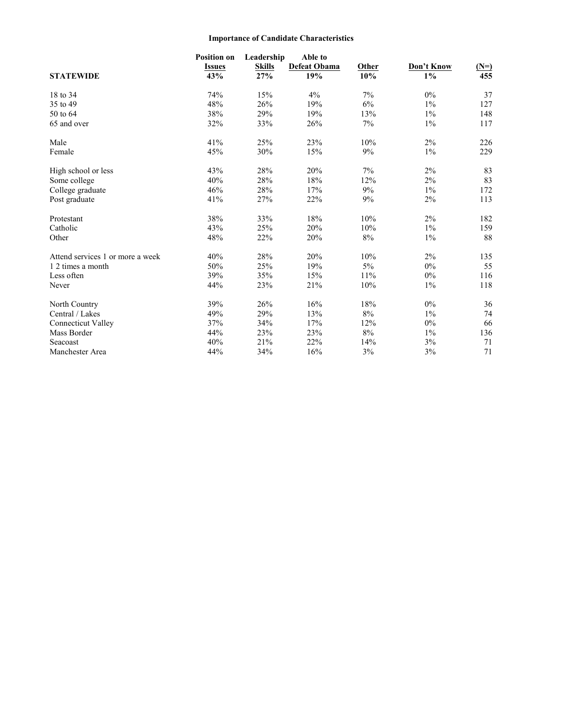# Importance of Candidate Characteristics

| | Position on Issues | Leadership Skills | Able to Defeat Obama | Other | Don't Know | (N=) |
|---|---|---|---|---|---|---|
| **STATEWIDE** | **43%** | **27%** | **19%** | **10%** | **1%** | **455** |
| 18 to 34 | 74% | 15% | 4% | 7% | 0% | 37 |
| 35 to 49 | 48% | 26% | 19% | 6% | 1% | 127 |
| 50 to 64 | 38% | 29% | 19% | 13% | 1% | 148 |
| 65 and over | 32% | 33% | 26% | 7% | 1% | 117 |
| Male | 41% | 25% | 23% | 10% | 2% | 226 |
| Female | 45% | 30% | 15% | 9% | 1% | 229 |
| High school or less | 43% | 28% | 20% | 7% | 2% | 83 |
| Some college | 40% | 28% | 18% | 12% | 2% | 83 |
| College graduate | 46% | 28% | 17% | 9% | 1% | 172 |
| Post graduate | 41% | 27% | 22% | 9% | 2% | 113 |
| Protestant | 38% | 33% | 18% | 10% | 2% | 182 |
| Catholic | 43% | 25% | 20% | 10% | 1% | 159 |
| Other | 48% | 22% | 20% | 8% | 1% | 88 |
| Attend services 1 or more a week | 40% | 28% | 20% | 10% | 2% | 135 |
| 1 2 times a month | 50% | 25% | 19% | 5% | 0% | 55 |
| Less often | 39% | 35% | 15% | 11% | 0% | 116 |
| Never | 44% | 23% | 21% | 10% | 1% | 118 |
| North Country | 39% | 26% | 16% | 18% | 0% | 36 |
| Central / Lakes | 49% | 29% | 13% | 8% | 1% | 74 |
| Connecticut Valley | 37% | 34% | 17% | 12% | 0% | 66 |
| Mass Border | 44% | 23% | 23% | 8% | 1% | 136 |
| Seacoast | 40% | 21% | 22% | 14% | 3% | 71 |
| Manchester Area | 44% | 34% | 16% | 3% | 3% | 71 |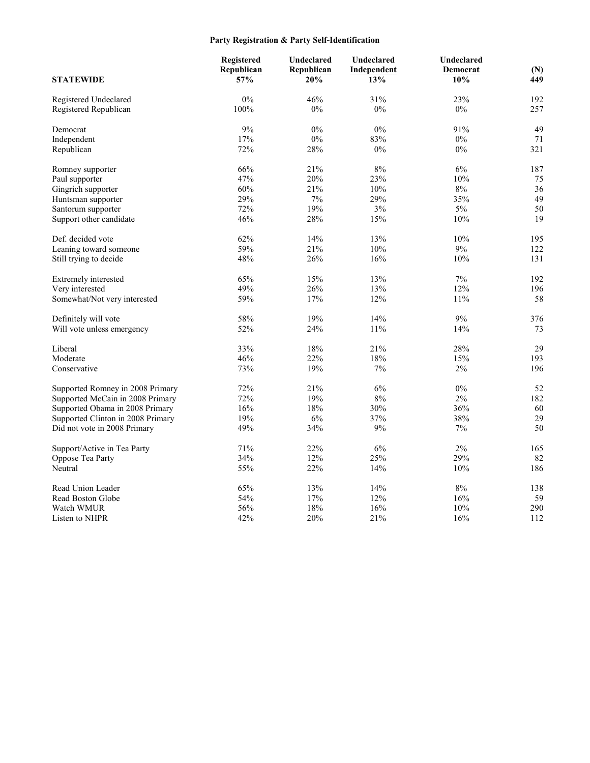## Party Registration & Party Self-Identification

| STATEWIDE | Registered Republican 57% | Undeclared Republican 20% | Undeclared Independent 13% | Undeclared Democrat 10% | (N) 449 |
|---|---|---|---|---|---|
| Registered Undeclared | 0% | 46% | 31% | 23% | 192 |
| Registered Republican | 100% | 0% | 0% | 0% | 257 |
| | | | | | |
| Democrat | 9% | 0% | 0% | 91% | 49 |
| Independent | 17% | 0% | 83% | 0% | 71 |
| Republican | 72% | 28% | 0% | 0% | 321 |
| | | | | | |
| Romney supporter | 66% | 21% | 8% | 6% | 187 |
| Paul supporter | 47% | 20% | 23% | 10% | 75 |
| Gingrich supporter | 60% | 21% | 10% | 8% | 36 |
| Huntsman supporter | 29% | 7% | 29% | 35% | 49 |
| Santorum supporter | 72% | 19% | 3% | 5% | 50 |
| Support other candidate | 46% | 28% | 15% | 10% | 19 |
| | | | | | |
| Def. decided vote | 62% | 14% | 13% | 10% | 195 |
| Leaning toward someone | 59% | 21% | 10% | 9% | 122 |
| Still trying to decide | 48% | 26% | 16% | 10% | 131 |
| | | | | | |
| Extremely interested | 65% | 15% | 13% | 7% | 192 |
| Very interested | 49% | 26% | 13% | 12% | 196 |
| Somewhat/Not very interested | 59% | 17% | 12% | 11% | 58 |
| | | | | | |
| Definitely will vote | 58% | 19% | 14% | 9% | 376 |
| Will vote unless emergency | 52% | 24% | 11% | 14% | 73 |
| | | | | | |
| Liberal | 33% | 18% | 21% | 28% | 29 |
| Moderate | 46% | 22% | 18% | 15% | 193 |
| Conservative | 73% | 19% | 7% | 2% | 196 |
| | | | | | |
| Supported Romney in 2008 Primary | 72% | 21% | 6% | 0% | 52 |
| Supported McCain in 2008 Primary | 72% | 19% | 8% | 2% | 182 |
| Supported Obama in 2008 Primary | 16% | 18% | 30% | 36% | 60 |
| Supported Clinton in 2008 Primary | 19% | 6% | 37% | 38% | 29 |
| Did not vote in 2008 Primary | 49% | 34% | 9% | 7% | 50 |
| | | | | | |
| Support/Active in Tea Party | 71% | 22% | 6% | 2% | 165 |
| Oppose Tea Party | 34% | 12% | 25% | 29% | 82 |
| Neutral | 55% | 22% | 14% | 10% | 186 |
| | | | | | |
| Read Union Leader | 65% | 13% | 14% | 8% | 138 |
| Read Boston Globe | 54% | 17% | 12% | 16% | 59 |
| Watch WMUR | 56% | 18% | 16% | 10% | 290 |
| Listen to NHPR | 42% | 20% | 21% | 16% | 112 |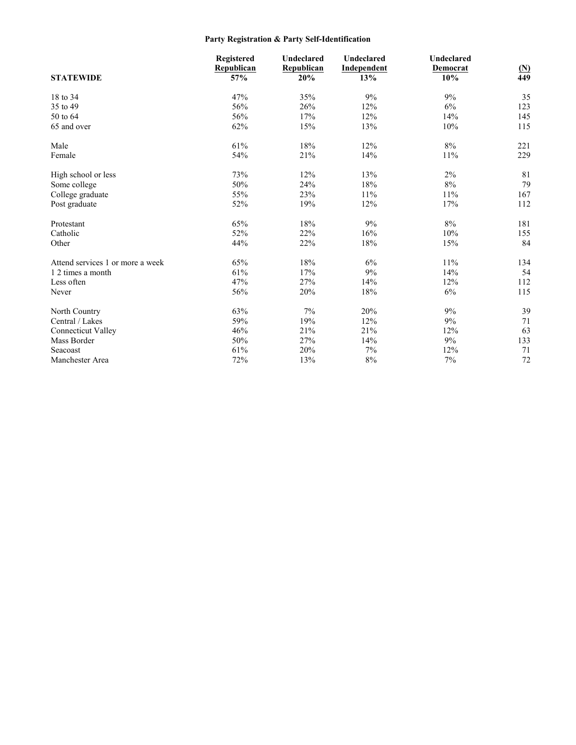## Party Registration & Party Self-Identification

| STATEWIDE | Registered Republican 57% | Undeclared Republican 20% | Undeclared Independent 13% | Undeclared Democrat 10% | (N) 449 |
|---|---|---|---|---|---|
| 18 to 34 | 47% | 35% | 9% | 9% | 35 |
| 35 to 49 | 56% | 26% | 12% | 6% | 123 |
| 50 to 64 | 56% | 17% | 12% | 14% | 145 |
| 65 and over | 62% | 15% | 13% | 10% | 115 |
| | | | | | |
| Male | 61% | 18% | 12% | 8% | 221 |
| Female | 54% | 21% | 14% | 11% | 229 |
| | | | | | |
| High school or less | 73% | 12% | 13% | 2% | 81 |
| Some college | 50% | 24% | 18% | 8% | 79 |
| College graduate | 55% | 23% | 11% | 11% | 167 |
| Post graduate | 52% | 19% | 12% | 17% | 112 |
| | | | | | |
| Protestant | 65% | 18% | 9% | 8% | 181 |
| Catholic | 52% | 22% | 16% | 10% | 155 |
| Other | 44% | 22% | 18% | 15% | 84 |
| | | | | | |
| Attend services 1 or more a week | 65% | 18% | 6% | 11% | 134 |
| 1 2 times a month | 61% | 17% | 9% | 14% | 54 |
| Less often | 47% | 27% | 14% | 12% | 112 |
| Never | 56% | 20% | 18% | 6% | 115 |
| | | | | | |
| North Country | 63% | 7% | 20% | 9% | 39 |
| Central / Lakes | 59% | 19% | 12% | 9% | 71 |
| Connecticut Valley | 46% | 21% | 21% | 12% | 63 |
| Mass Border | 50% | 27% | 14% | 9% | 133 |
| Seacoast | 61% | 20% | 7% | 12% | 71 |
| Manchester Area | 72% | 13% | 8% | 7% | 72 |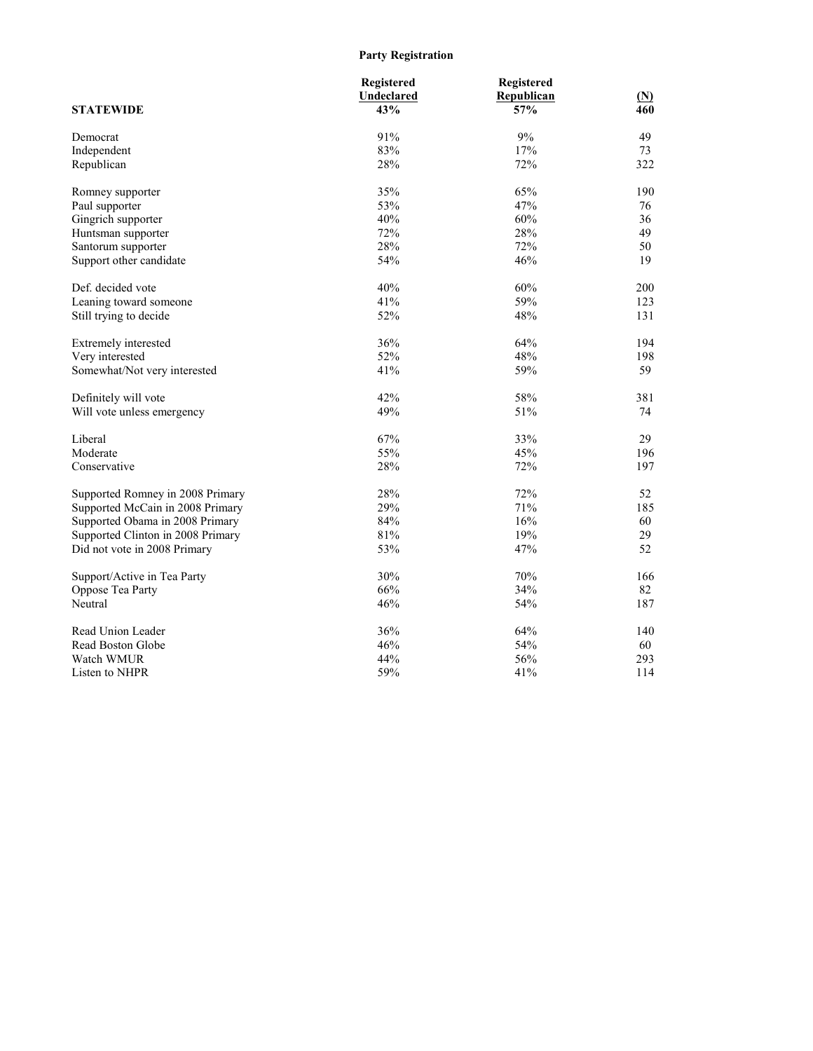## Party Registration

| STATEWIDE | Registered Undeclared 43% | Registered Republican 57% | (N) 460 |
|---|---|---|---|
| Democrat | 91% | 9% | 49 |
| Independent | 83% | 17% | 73 |
| Republican | 28% | 72% | 322 |
| | | | |
| Romney supporter | 35% | 65% | 190 |
| Paul supporter | 53% | 47% | 76 |
| Gingrich supporter | 40% | 60% | 36 |
| Huntsman supporter | 72% | 28% | 49 |
| Santorum supporter | 28% | 72% | 50 |
| Support other candidate | 54% | 46% | 19 |
| | | | |
| Def. decided vote | 40% | 60% | 200 |
| Leaning toward someone | 41% | 59% | 123 |
| Still trying to decide | 52% | 48% | 131 |
| | | | |
| Extremely interested | 36% | 64% | 194 |
| Very interested | 52% | 48% | 198 |
| Somewhat/Not very interested | 41% | 59% | 59 |
| | | | |
| Definitely will vote | 42% | 58% | 381 |
| Will vote unless emergency | 49% | 51% | 74 |
| | | | |
| Liberal | 67% | 33% | 29 |
| Moderate | 55% | 45% | 196 |
| Conservative | 28% | 72% | 197 |
| | | | |
| Supported Romney in 2008 Primary | 28% | 72% | 52 |
| Supported McCain in 2008 Primary | 29% | 71% | 185 |
| Supported Obama in 2008 Primary | 84% | 16% | 60 |
| Supported Clinton in 2008 Primary | 81% | 19% | 29 |
| Did not vote in 2008 Primary | 53% | 47% | 52 |
| | | | |
| Support/Active in Tea Party | 30% | 70% | 166 |
| Oppose Tea Party | 66% | 34% | 82 |
| Neutral | 46% | 54% | 187 |
| | | | |
| Read Union Leader | 36% | 64% | 140 |
| Read Boston Globe | 46% | 54% | 60 |
| Watch WMUR | 44% | 56% | 293 |
| Listen to NHPR | 59% | 41% | 114 |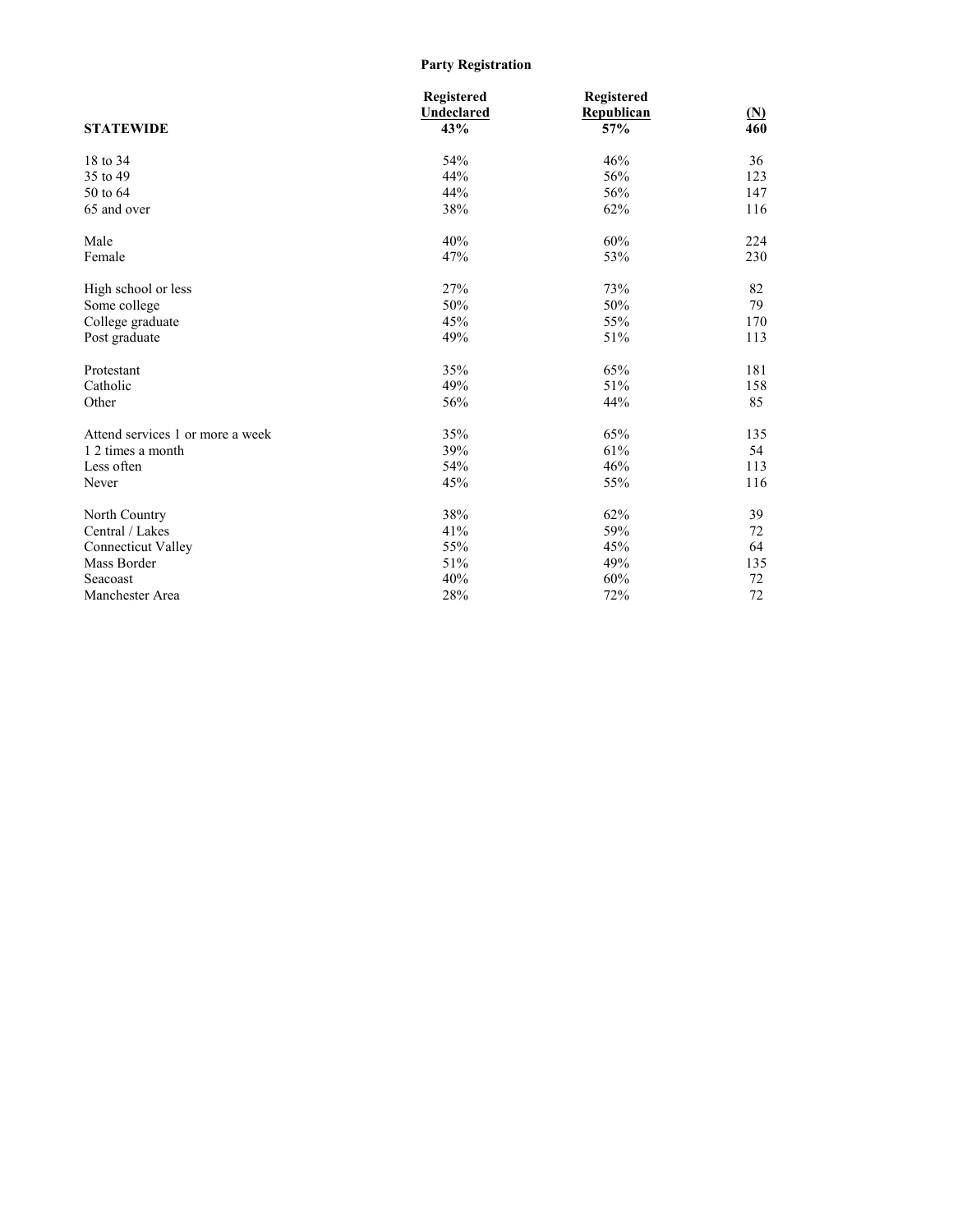**Party Registration**

| | Registered Undeclared | Registered Republican | (N) |
|---|---|---|---|
| **STATEWIDE** | **43%** | **57%** | **460** |
| 18 to 34 | 54% | 46% | 36 |
| 35 to 49 | 44% | 56% | 123 |
| 50 to 64 | 44% | 56% | 147 |
| 65 and over | 38% | 62% | 116 |
| Male | 40% | 60% | 224 |
| Female | 47% | 53% | 230 |
| High school or less | 27% | 73% | 82 |
| Some college | 50% | 50% | 79 |
| College graduate | 45% | 55% | 170 |
| Post graduate | 49% | 51% | 113 |
| Protestant | 35% | 65% | 181 |
| Catholic | 49% | 51% | 158 |
| Other | 56% | 44% | 85 |
| Attend services 1 or more a week | 35% | 65% | 135 |
| 1 2 times a month | 39% | 61% | 54 |
| Less often | 54% | 46% | 113 |
| Never | 45% | 55% | 116 |
| North Country | 38% | 62% | 39 |
| Central / Lakes | 41% | 59% | 72 |
| Connecticut Valley | 55% | 45% | 64 |
| Mass Border | 51% | 49% | 135 |
| Seacoast | 40% | 60% | 72 |
| Manchester Area | 28% | 72% | 72 |